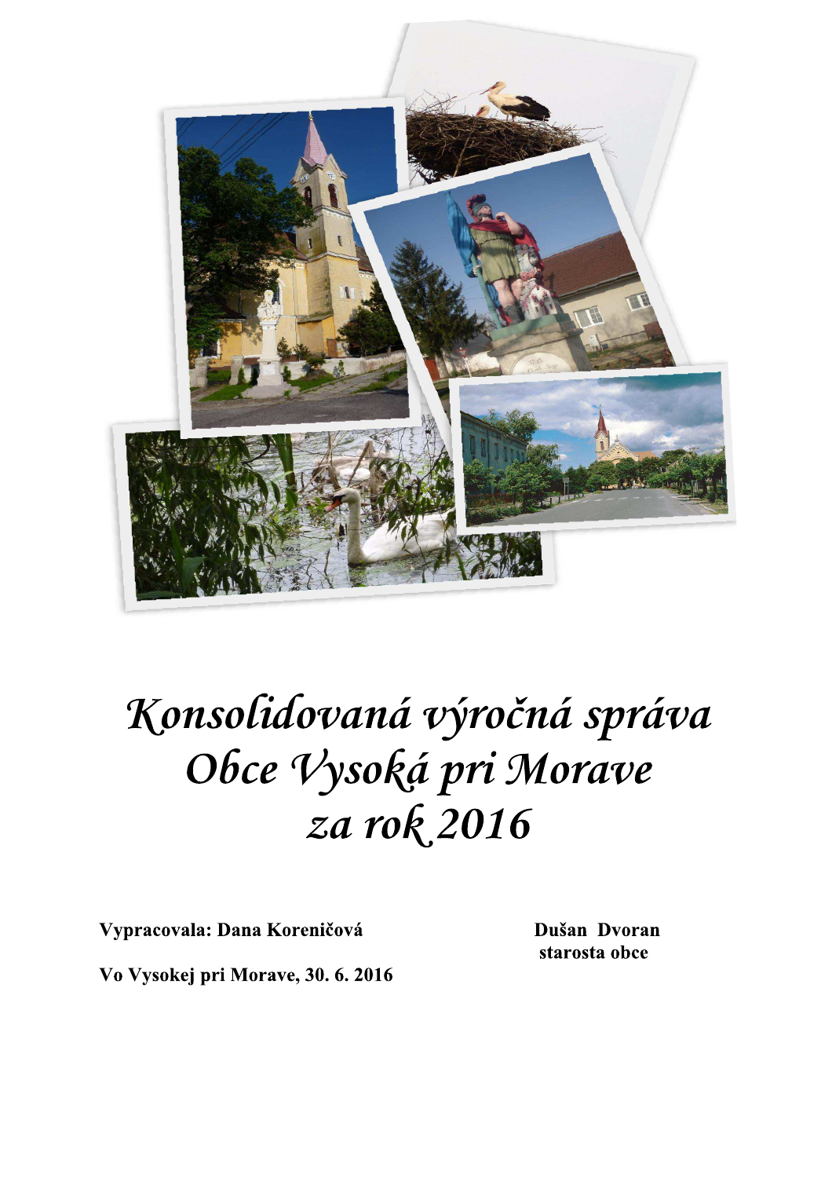# Konsolidovaná výročná správa Obce Vysoká pri Morave za rok 2016

**Vypracovala: Dana Koreničová**

**Dušan Dvoran**
**starosta obce**

**Vo Vysokej pri Morave, 30. 6. 2016**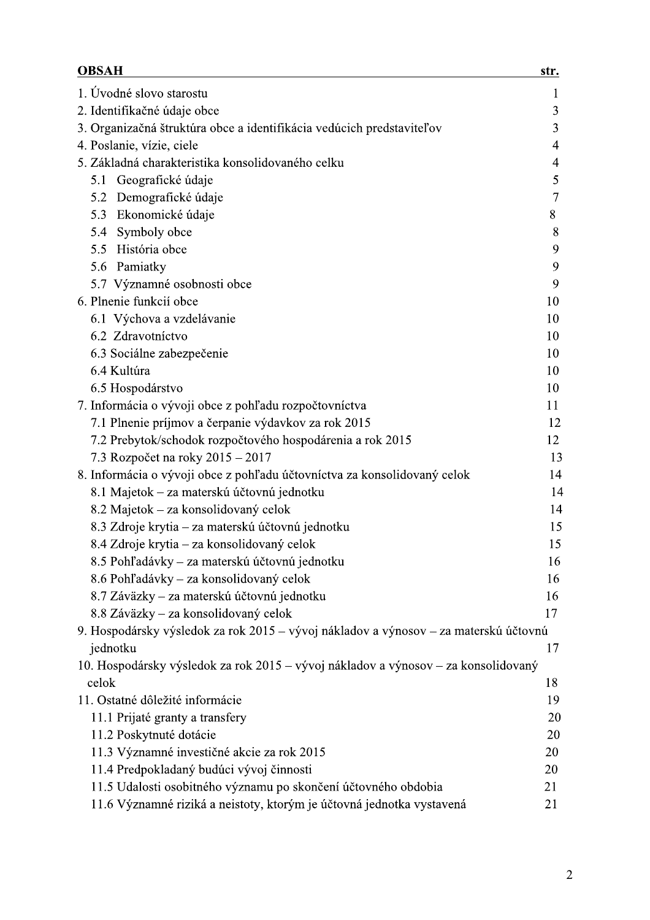| **OBSAH** | **str.** |
|---|---|
| 1. Úvodné slovo starostu | 1 |
| 2. Identifikačné údaje obce | 3 |
| 3. Organizačná štruktúra obce a identifikácia vedúcich predstaviteľov | 3 |
| 4. Poslanie, vízie, ciele | 4 |
| 5. Základná charakteristika konsolidovaného celku | 4 |
| 5.1 Geografické údaje | 5 |
| 5.2 Demografické údaje | 7 |
| 5.3 Ekonomické údaje | 8 |
| 5.4 Symboly obce | 8 |
| 5.5 História obce | 9 |
| 5.6 Pamiatky | 9 |
| 5.7 Významné osobnosti obce | 9 |
| 6. Plnenie funkcií obce | 10 |
| 6.1 Výchova a vzdelávanie | 10 |
| 6.2 Zdravotníctvo | 10 |
| 6.3 Sociálne zabezpečenie | 10 |
| 6.4 Kultúra | 10 |
| 6.5 Hospodárstvo | 10 |
| 7. Informácia o vývoji obce z pohľadu rozpočtovníctva | 11 |
| 7.1 Plnenie príjmov a čerpanie výdavkov za rok 2015 | 12 |
| 7.2 Prebytok/schodok rozpočtového hospodárenia a rok 2015 | 12 |
| 7.3 Rozpočet na roky 2015 – 2017 | 13 |
| 8. Informácia o vývoji obce z pohľadu účtovníctva za konsolidovaný celok | 14 |
| 8.1 Majetok – za materskú účtovnú jednotku | 14 |
| 8.2 Majetok – za konsolidovaný celok | 14 |
| 8.3 Zdroje krytia – za materskú účtovnú jednotku | 15 |
| 8.4 Zdroje krytia – za konsolidovaný celok | 15 |
| 8.5 Pohľadávky – za materskú účtovnú jednotku | 16 |
| 8.6 Pohľadávky – za konsolidovaný celok | 16 |
| 8.7 Záväzky – za materskú účtovnú jednotku | 16 |
| 8.8 Záväzky – za konsolidovaný celok | 17 |
| 9. Hospodársky výsledok za rok 2015 – vývoj nákladov a výnosov – za materskú účtovnú jednotku | 17 |
| 10. Hospodársky výsledok za rok 2015 – vývoj nákladov a výnosov – za konsolidovaný celok | 18 |
| 11. Ostatné dôležité informácie | 19 |
| 11.1 Prijaté granty a transfery | 20 |
| 11.2 Poskytnuté dotácie | 20 |
| 11.3 Významné investičné akcie za rok 2015 | 20 |
| 11.4 Predpokladaný budúci vývoj činnosti | 20 |
| 11.5 Udalosti osobitného významu po skončení účtovného obdobia | 21 |
| 11.6 Významné riziká a neistoty, ktorým je účtovná jednotka vystavená | 21 |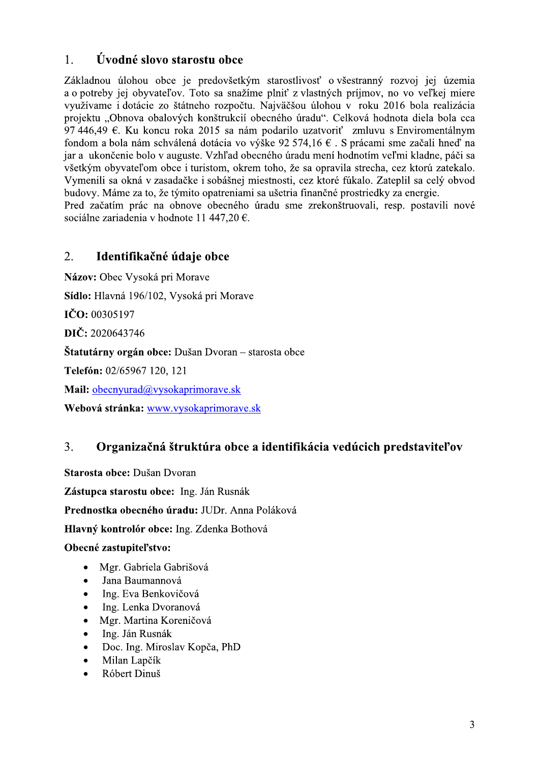## 1. Úvodné slovo starostu obce

Základnou úlohou obce je predovšetkým starostlivosť o všestranný rozvoj jej územia a o potreby jej obyvateľov. Toto sa snažíme plniť z vlastných príjmov, no vo veľkej miere využívame i dotácie zo štátneho rozpočtu. Najväčšou úlohou v roku 2016 bola realizácia projektu „Obnova obalových konštrukcií obecného úradu". Celková hodnota diela bola cca 97 446,49 €. Ku koncu roka 2015 sa nám podarilo uzatvoriť zmluvu s Enviromentálnym fondom a bola nám schválená dotácia vo výške 92 574,16 € . S prácami sme začali hneď na jar a ukončenie bolo v auguste. Vzhľad obecného úradu mení hodnotím veľmi kladne, páči sa všetkým obyvateľom obce i turistom, okrem toho, že sa opravila strecha, cez ktorú zatekalo. Vymenili sa okná v zasadačke i sobášnej miestnosti, cez ktoré fúkalo. Zateplil sa celý obvod budovy. Máme za to, že týmito opatreniami sa ušetria finančné prostriedky za energie.
Pred začatím prác na obnove obecného úradu sme zrekonštruovali, resp. postavili nové sociálne zariadenia v hodnote 11 447,20 €.

## 2. Identifikačné údaje obce

**Názov:** Obec Vysoká pri Morave

**Sídlo:** Hlavná 196/102, Vysoká pri Morave

**IČO:** 00305197

**DIČ:** 2020643746

**Štatutárny orgán obce:** Dušan Dvoran – starosta obce

**Telefón:** 02/65967 120, 121

**Mail:** obecnyurad@vysokaprimorave.sk

**Webová stránka:** www.vysokaprimorave.sk

## 3. Organizačná štruktúra obce a identifikácia vedúcich predstaviteľov

**Starosta obce:** Dušan Dvoran

**Zástupca starostu obce:** Ing. Ján Rusnák

**Prednostka obecného úradu:** JUDr. Anna Poláková

**Hlavný kontrolór obce:** Ing. Zdenka Bothová

**Obecné zastupiteľstvo:**

- Mgr. Gabriela Gabrišová
- Jana Baumannová
- Ing. Eva Benkovičová
- Ing. Lenka Dvoranová
- Mgr. Martina Koreničová
- Ing. Ján Rusnák
- Doc. Ing. Miroslav Kopča, PhD
- Milan Lapčík
- Róbert Dinuš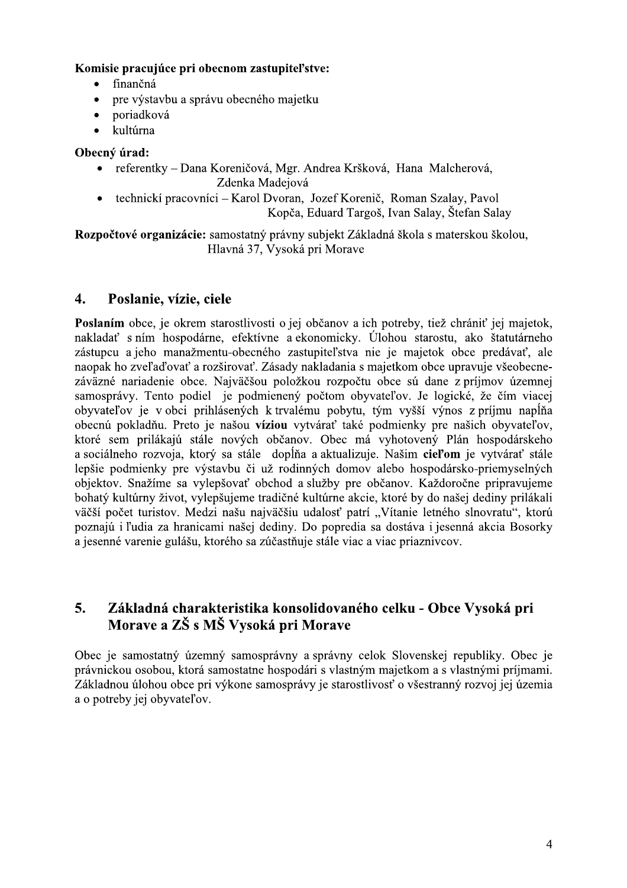**Komisie pracujúce pri obecnom zastupiteľstve:**

- finančná
- pre výstavbu a správu obecného majetku
- poriadková
- kultúrna

**Obecný úrad:**

- referentky – Dana Koreničová, Mgr. Andrea Kršková, Hana Malcherová, Zdenka Madejová
- technickí pracovníci – Karol Dvoran, Jozef Korenič, Roman Szalay, Pavol Kopča, Eduard Targoš, Ivan Salay, Štefan Salay

**Rozpočtové organizácie:** samostatný právny subjekt Základná škola s materskou školou, Hlavná 37, Vysoká pri Morave

## 4. Poslanie, vízie, ciele

**Poslaním** obce, je okrem starostlivosti o jej občanov a ich potreby, tiež chrániť jej majetok, nakladať s ním hospodárne, efektívne a ekonomicky. Úlohou starostu, ako štatutárneho zástupcu a jeho manažmentu-obecného zastupiteľstva nie je majetok obce predávať, ale naopak ho zveľaďovať a rozširovať. Zásady nakladania s majetkom obce upravuje všeobecne-záväzné nariadenie obce. Najväčšou položkou rozpočtu obce sú dane z príjmov územnej samosprávy. Tento podiel je podmienený počtom obyvateľov. Je logické, že čím viacej obyvateľov je v obci prihlásených k trvalému pobytu, tým vyšší výnos z príjmu napĺňa obecnú pokladňu. Preto je našou **víziou** vytvárať také podmienky pre našich obyvateľov, ktoré sem prilákajú stále nových občanov. Obec má vyhotovený Plán hospodárskeho a sociálneho rozvoja, ktorý sa stále dopĺňa a aktualizuje. Našim **cieľom** je vytvárať stále lepšie podmienky pre výstavbu či už rodinných domov alebo hospodársko-priemyselných objektov. Snažíme sa vylepšovať obchod a služby pre občanov. Každoročne pripravujeme bohatý kultúrny život, vylepšujeme tradičné kultúrne akcie, ktoré by do našej dediny prilákali väčší počet turistov. Medzi našu najväčšiu udalosť patrí „Vítanie letného slnovratu", ktorú poznajú i ľudia za hranicami našej dediny. Do popredia sa dostáva i jesenná akcia Bosorky a jesenné varenie gulášu, ktorého sa zúčastňuje stále viac a viac priaznivcov.

## 5. Základná charakteristika konsolidovaného celku - Obce Vysoká pri Morave a ZŠ s MŠ Vysoká pri Morave

Obec je samostatný územný samosprávny a správny celok Slovenskej republiky. Obec je právnickou osobou, ktorá samostatne hospodári s vlastným majetkom a s vlastnými príjmami. Základnou úlohou obce pri výkone samosprávy je starostlivosť o všestranný rozvoj jej územia a o potreby jej obyvateľov.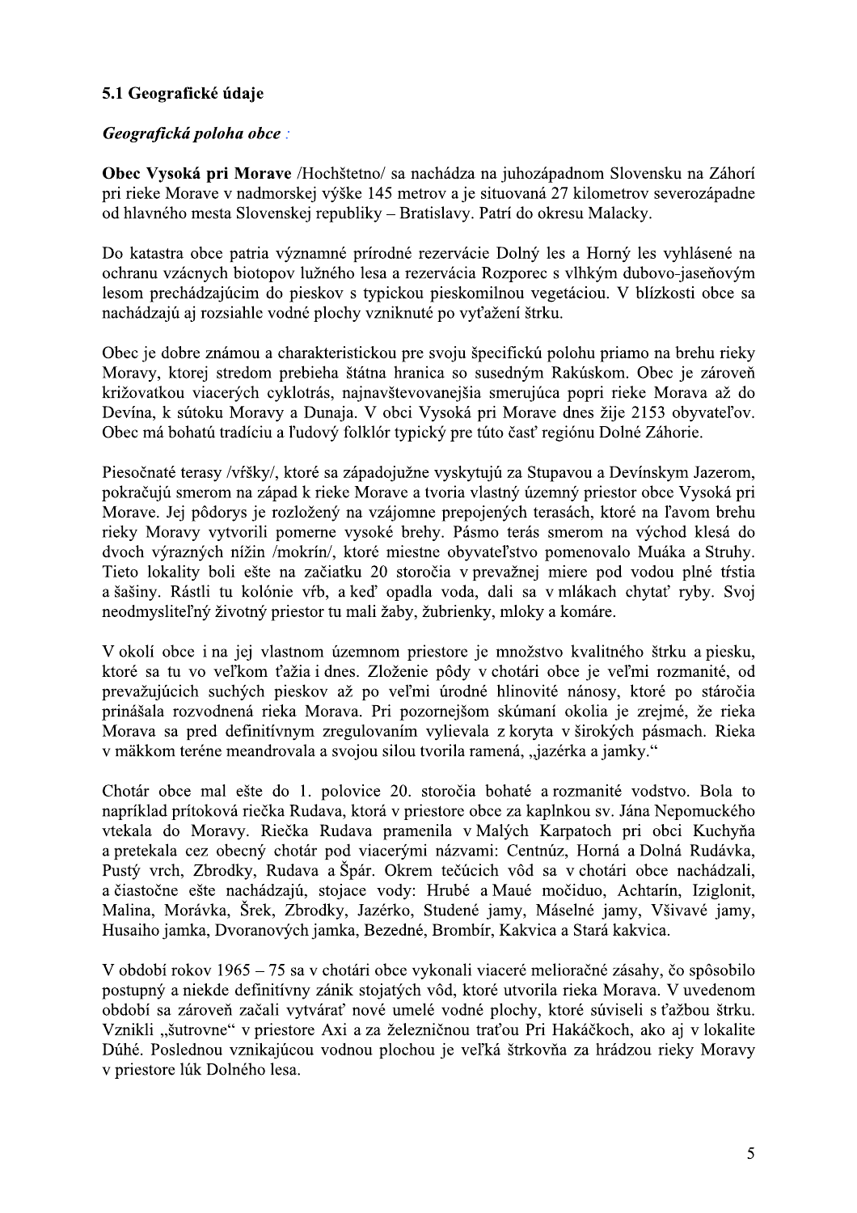### 5.1 Geografické údaje

***Geografická poloha obce :***

**Obec Vysoká pri Morave** /Hochštetno/ sa nachádza na juhozápadnom Slovensku na Záhorí pri rieke Morave v nadmorskej výške 145 metrov a je situovaná 27 kilometrov severozápadne od hlavného mesta Slovenskej republiky – Bratislavy. Patrí do okresu Malacky.

Do katastra obce patria významné prírodné rezervácie Dolný les a Horný les vyhlásené na ochranu vzácnych biotopov lužného lesa a rezervácia Rozporec s vlhkým dubovo-jaseňovým lesom prechádzajúcim do pieskov s typickou pieskomilnou vegetáciou. V blízkosti obce sa nachádzajú aj rozsiahle vodné plochy vzniknuté po vyťažení štrku.

Obec je dobre známou a charakteristickou pre svoju špecifickú polohu priamo na brehu rieky Moravy, ktorej stredom prebieha štátna hranica so susedným Rakúskom. Obec je zároveň križovatkou viacerých cyklotrás, najnavštevovanejšia smerujúca popri rieke Morava až do Devína, k sútoku Moravy a Dunaja. V obci Vysoká pri Morave dnes žije 2153 obyvateľov. Obec má bohatú tradíciu a ľudový folklór typický pre túto časť regiónu Dolné Záhorie.

Piesočnaté terasy /vŕšky/, ktoré sa západojužne vyskytujú za Stupavou a Devínskym Jazerom, pokračujú smerom na západ k rieke Morave a tvoria vlastný územný priestor obce Vysoká pri Morave. Jej pôdorys je rozložený na vzájomne prepojených terasách, ktoré na ľavom brehu rieky Moravy vytvorili pomerne vysoké brehy. Pásmo terás smerom na východ klesá do dvoch výrazných nížin /mokrín/, ktoré miestne obyvateľstvo pomenovalo Muáka a Struhy. Tieto lokality boli ešte na začiatku 20 storočia v prevažnej miere pod vodou plné tŕstia a šašiny. Rástli tu kolónie vŕb, a keď opadla voda, dali sa v mlákach chytať ryby. Svoj neodmysliteľný životný priestor tu mali žaby, žubrienky, mloky a komáre.

V okolí obce i na jej vlastnom územnom priestore je množstvo kvalitného štrku a piesku, ktoré sa tu vo veľkom ťažia i dnes. Zloženie pôdy v chotári obce je veľmi rozmanité, od prevažujúcich suchých pieskov až po veľmi úrodné hlinovité nánosy, ktoré po stáročia prinášala rozvodnená rieka Morava. Pri pozornejšom skúmaní okolia je zrejmé, že rieka Morava sa pred definitívnym zregulovaním vylievala z koryta v širokých pásmach. Rieka v mäkkom teréne meandrovala a svojou silou tvorila ramená, „jazérka a jamky."

Chotár obce mal ešte do 1. polovice 20. storočia bohaté a rozmanité vodstvo. Bola to napríklad prítoková riečka Rudava, ktorá v priestore obce za kaplnkou sv. Jána Nepomuckého vtekala do Moravy. Riečka Rudava pramenila v Malých Karpatoch pri obci Kuchyňa a pretekala cez obecný chotár pod viacerými názvami: Centnúz, Horná a Dolná Rudávka, Pustý vrch, Zbrodky, Rudava a Špár. Okrem tečúcich vôd sa v chotári obce nachádzali, a čiastočne ešte nachádzajú, stojace vody: Hrubé a Maué močiduo, Achtarín, Iziglonit, Malina, Morávka, Šrek, Zbrodky, Jazérko, Studené jamy, Máselné jamy, Všivavé jamy, Husaiho jamka, Dvoranových jamka, Bezedné, Brombír, Kakvica a Stará kakvica.

V období rokov 1965 – 75 sa v chotári obce vykonali viaceré melioračné zásahy, čo spôsobilo postupný a niekde definitívny zánik stojatých vôd, ktoré utvorila rieka Morava. V uvedenom období sa zároveň začali vytvárať nové umelé vodné plochy, ktoré súviseli s ťažbou štrku. Vznikli „šutrovne" v priestore Axi a za železničnou traťou Pri Hakáčkoch, ako aj v lokalite Dúhé. Poslednou vznikajúcou vodnou plochou je veľká štrkovňa za hrádzou rieky Moravy v priestore lúk Dolného lesa.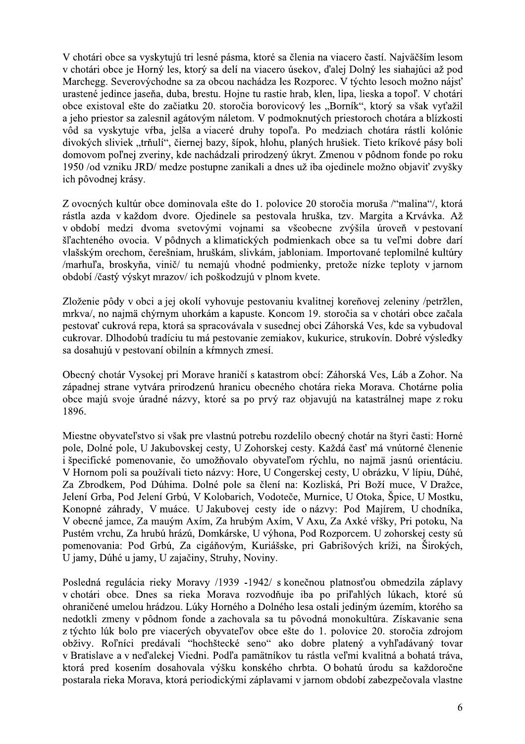V chotári obce sa vyskytujú tri lesné pásma, ktoré sa členia na viacero častí. Najväčším lesom v chotári obce je Horný les, ktorý sa delí na viacero úsekov, ďalej Dolný les siahajúci až pod Marchegg. Severovýchodne sa za obcou nachádza les Rozporec. V týchto lesoch možno nájsť urastené jedince jaseňa, duba, brestu. Hojne tu rastie hrab, klen, lipa, lieska a topoľ. V chotári obce existoval ešte do začiatku 20. storočia borovicový les „Borník", ktorý sa však vyťažil a jeho priestor sa zalesnil agátovým náletom. V podmoknutých priestoroch chotára a blízkosti vôd sa vyskytuje vŕba, jelša a viaceré druhy topoľa. Po medziach chotára rástli kolónie divokých sliviek „trňulí", čiernej bazy, šípok, hlohu, planých hrušiek. Tieto kríkové pásy boli domovom poľnej zveriny, kde nachádzali prirodzený úkryt. Zmenou v pôdnom fonde po roku 1950 /od vzniku JRD/ medze postupne zanikali a dnes už iba ojedinele možno objaviť zvyšky ich pôvodnej krásy.

Z ovocných kultúr obce dominovala ešte do 1. polovice 20 storočia moruša /"malina"/, ktorá rástla azda v každom dvore. Ojedinele sa pestovala hruška, tzv. Margita a Krvávka. Až v období medzi dvoma svetovými vojnami sa všeobecne zvýšila úroveň v pestovaní šľachteného ovocia. V pôdnych a klimatických podmienkach obce sa tu veľmi dobre darí vlašským orechom, čerešniam, hruškám, slivkám, jabloniam. Importované teplomilné kultúry /marhuľa, broskyňa, vinič/ tu nemajú vhodné podmienky, pretože nízke teploty v jarnom období /častý výskyt mrazov/ ich poškodzujú v plnom kvete.

Zloženie pôdy v obci a jej okolí vyhovuje pestovaniu kvalitnej koreňovej zeleniny /petržlen, mrkva/, no najmä chýrnym uhorkám a kapuste. Koncom 19. storočia sa v chotári obce začala pestovať cukrová repa, ktorá sa spracovávala v susednej obci Záhorská Ves, kde sa vybudoval cukrovar. Dlhodobú tradíciu tu má pestovanie zemiakov, kukurice, strukovín. Dobré výsledky sa dosahujú v pestovaní obilnín a krmných zmesí.

Obecný chotár Vysokej pri Morave hraničí s katastrom obcí: Záhorská Ves, Láb a Zohor. Na západnej strane vytvára prirodzenú hranicu obecného chotára rieka Morava. Chotárne polia obce majú svoje úradné názvy, ktoré sa po prvý raz objavujú na katastrálnej mape z roku 1896.

Miestne obyvateľstvo si však pre vlastnú potrebu rozdelilo obecný chotár na štyri časti: Horné pole, Dolné pole, U Jakubovskej cesty, U Zohorskej cesty. Každá časť má vnútorné členenie i špecifické pomenovanie, čo umožňovalo obyvateľom rýchlu, no najmä jasnú orientáciu. V Hornom poli sa používali tieto názvy: Hore, U Congerskej cesty, U obrázku, V lípiu, Dúhé, Za Zbrodkem, Pod Dúhima. Dolné pole sa člení na: Kozliská, Pri Boží muce, V Dražce, Jelení Grba, Pod Jelení Grbú, V Kolobarich, Vodoteče, Murnice, U Otoka, Špice, U Mostku, Konopné záhrady, V muáce. U Jakubovej cesty ide o názvy: Pod Majírem, U chodníka, V obecné jamce, Za mauým Axím, Za hrubým Axím, V Axu, Za Axké vŕšky, Pri potoku, Na Pustém vrchu, Za hrubú hrázú, Domkárske, U výhona, Pod Rozporcem. U zohorskej cesty sú pomenovania: Pod Grbú, Za cigáňovým, Kuriášske, pri Gabrišových kríži, na Širokých, U jamy, Dúhé u jamy, U zajačiny, Struhy, Noviny.

Posledná regulácia rieky Moravy /1939 -1942/ s konečnou platnosťou obmedzila záplavy v chotári obce. Dnes sa rieka Morava rozvodňuje iba po priľahlých lúkach, ktoré sú ohraničené umelou hrádzou. Lúky Horného a Dolného lesa ostali jediným územím, ktorého sa nedotkli zmeny v pôdnom fonde a zachovala sa tu pôvodná monokultúra. Získavanie sena z týchto lúk bolo pre viacerých obyvateľov obce ešte do 1. polovice 20. storočia zdrojom obživy. Roľníci predávali "hochštecké seno" ako dobre platený a vyhľadávaný tovar v Bratislave a v neďalekej Viedni. Podľa pamätníkov tu rástla veľmi kvalitná a bohatá tráva, ktorá pred kosením dosahovala výšku konského chrbta. O bohatú úrodu sa každoročne postarala rieka Morava, ktorá periodickými záplavami v jarnom období zabezpečovala vlastne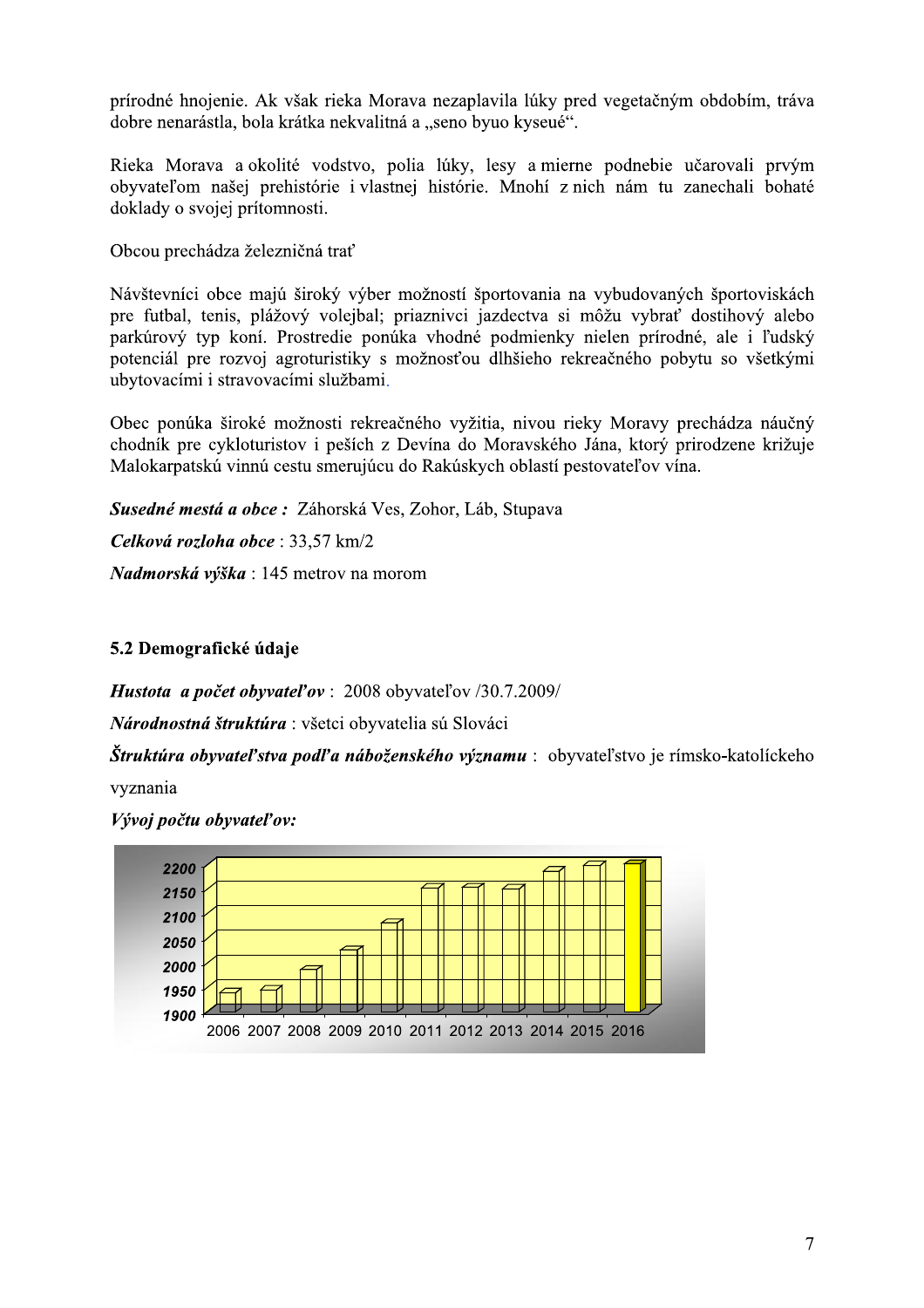prírodné hnojenie. Ak však rieka Morava nezaplavila lúky pred vegetačným obdobím, tráva dobre nenarástla, bola krátka nekvalitná a „seno byuo kyseué".

Rieka Morava a okolité vodstvo, polia lúky, lesy a mierne podnebie učarovali prvým obyvateľom našej prehistórie i vlastnej histórie. Mnohí z nich nám tu zanechali bohaté doklady o svojej prítomnosti.

Obcou prechádza železničná trať

Návštevníci obce majú široký výber možností športovania na vybudovaných športoviskách pre futbal, tenis, plážový volejbal; priaznivci jazdectva si môžu vybrať dostihový alebo parkúrový typ koní. Prostredie ponúka vhodné podmienky nielen prírodné, ale i ľudský potenciál pre rozvoj agroturistiky s možnosťou dlhšieho rekreačného pobytu so všetkými ubytovacími i stravovacími službami.

Obec ponúka široké možnosti rekreačného vyžitia, nivou rieky Moravy prechádza náučný chodník pre cykloturistov i peších z Devína do Moravského Jána, ktorý prirodzene križuje Malokarpatskú vinnú cestu smerujúcu do Rakúskych oblastí pestovateľov vína.

***Susedné mestá a obce :*** Záhorská Ves, Zohor, Láb, Stupava

***Celková rozloha obce*** : 33,57 km/2

***Nadmorská výška*** : 145 metrov na morom

## 5.2 Demografické údaje

***Hustota a počet obyvateľov*** : 2008 obyvateľov /30.7.2009/

***Národnostná štruktúra*** : všetci obyvatelia sú Slováci

***Štruktúra obyvateľstva podľa náboženského významu*** : obyvateľstvo je rímsko-katolíckeho vyznania

***Vývoj počtu obyvateľov:***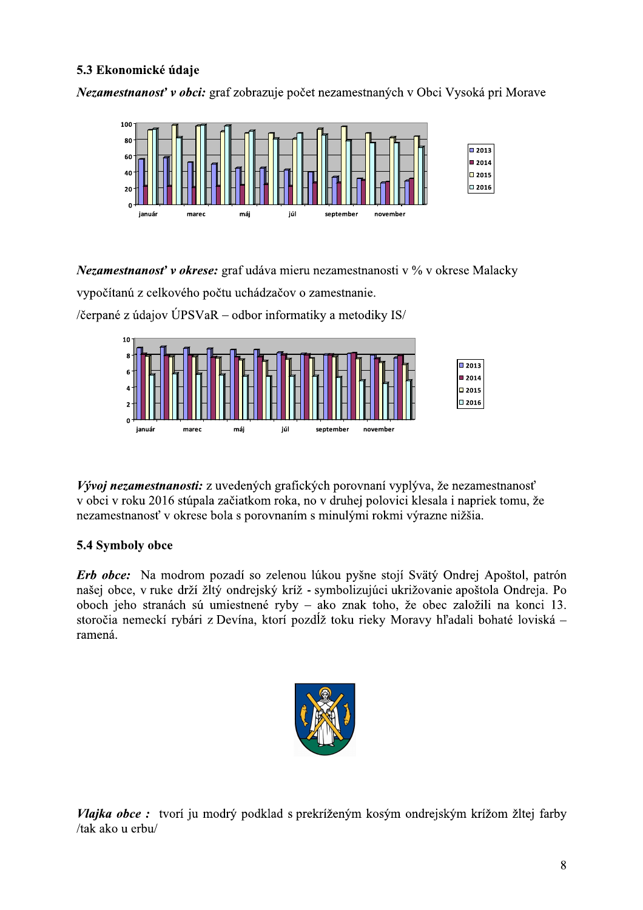### 5.3 Ekonomické údaje

***Nezamestnanosť v obci:*** graf zobrazuje počet nezamestnaných v Obci Vysoká pri Morave

***Nezamestnanosť v okrese:*** graf udáva mieru nezamestnanosti v % v okrese Malacky vypočítanú z celkového počtu uchádzačov o zamestnanie.

/čerpané z údajov ÚPSVaR – odbor informatiky a metodiky IS/

***Vývoj nezamestnanosti:*** z uvedených grafických porovnaní vyplýva, že nezamestnanosť v obci v roku 2016 stúpala začiatkom roka, no v druhej polovici klesala i napriek tomu, že nezamestnanosť v okrese bola s porovnaním s minulými rokmi výrazne nižšia.

### 5.4 Symboly obce

***Erb obce:*** Na modrom pozadí so zelenou lúkou pyšne stojí Svätý Ondrej Apoštol, patrón našej obce, v ruke drží žltý ondrejský kríž - symbolizujúci ukrižovanie apoštola Ondreja. Po oboch jeho stranách sú umiestnené ryby – ako znak toho, že obec založili na konci 13. storočia nemeckí rybári z Devína, ktorí pozdĺž toku rieky Moravy hľadali bohaté loviská – ramená.

***Vlajka obce :*** tvorí ju modrý podklad s prekríženým kosým ondrejským krížom žltej farby /tak ako u erbu/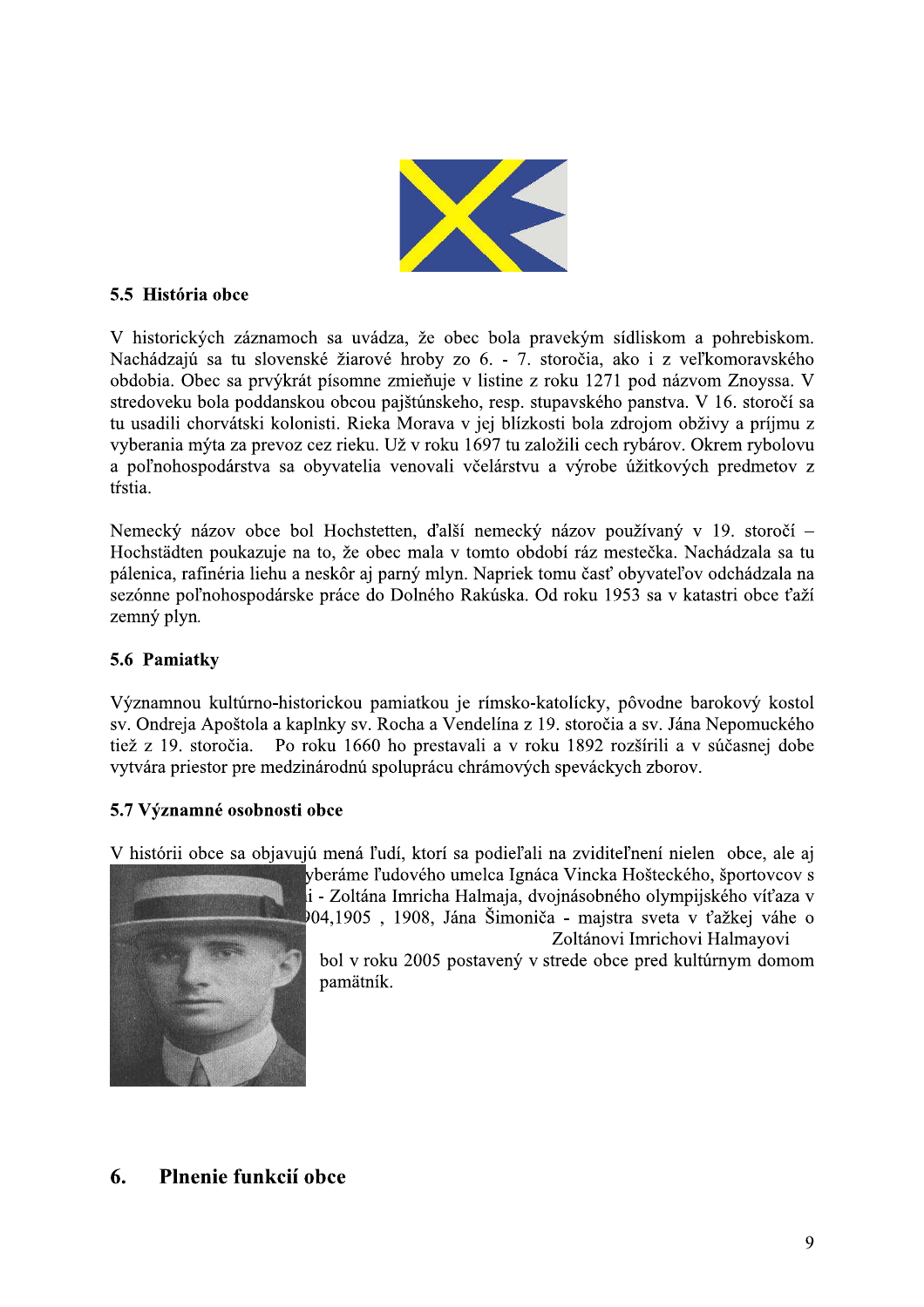### 5.5 História obce

V historických záznamoch sa uvádza, že obec bola pravekým sídliskom a pohrebiskom. Nachádzajú sa tu slovenské žiarové hroby zo 6. - 7. storočia, ako i z veľkomoravského obdobia. Obec sa prvýkrát písomne zmieňuje v listine z roku 1271 pod názvom Znoyssa. V stredoveku bola poddanskou obcou pajštúnskeho, resp. stupavského panstva. V 16. storočí sa tu usadili chorvátski kolonisti. Rieka Morava v jej blízkosti bola zdrojom obživy a príjmu z vyberania mýta za prevoz cez rieku. Už v roku 1697 tu založili cech rybárov. Okrem rybolovu a poľnohospodárstva sa obyvatelia venovali včelárstvu a výrobe úžitkových predmetov z tŕstia.

Nemecký názov obce bol Hochstetten, ďalší nemecký názov používaný v 19. storočí – Hochstädten poukazuje na to, že obec mala v tomto období ráz mestečka. Nachádzala sa tu pálenica, rafinéria liehu a neskôr aj parný mlyn. Napriek tomu časť obyvateľov odchádzala na sezónne poľnohospodárske práce do Dolného Rakúska. Od roku 1953 sa v katastri obce ťaží zemný plyn.

### 5.6 Pamiatky

Významnou kultúrno-historickou pamiatkou je rímsko-katolícky, pôvodne barokový kostol sv. Ondreja Apoštola a kaplnky sv. Rocha a Vendelína z 19. storočia a sv. Jána Nepomuckého tiež z 19. storočia. Po roku 1660 ho prestavali a v roku 1892 rozšírili a v súčasnej dobe vytvára priestor pre medzinárodnú spoluprácu chrámových speváckych zborov.

### 5.7 Významné osobnosti obce

V histórii obce sa objavujú mená ľudí, ktorí sa podieľali na zviditeľnení nielen obce, ale aj yberáme ľudového umelca Ignáca Vincka Hošteckého, športovcov s i - Zoltána Imricha Halmaja, dvojnásobného olympijského víťaza v 904,1905 , 1908, Jána Šimoniča - majstra sveta v ťažkej váhe o Zoltánovi Imrichovi Halmayovi bol v roku 2005 postavený v strede obce pred kultúrnym domom pamätník.

## 6. Plnenie funkcií obce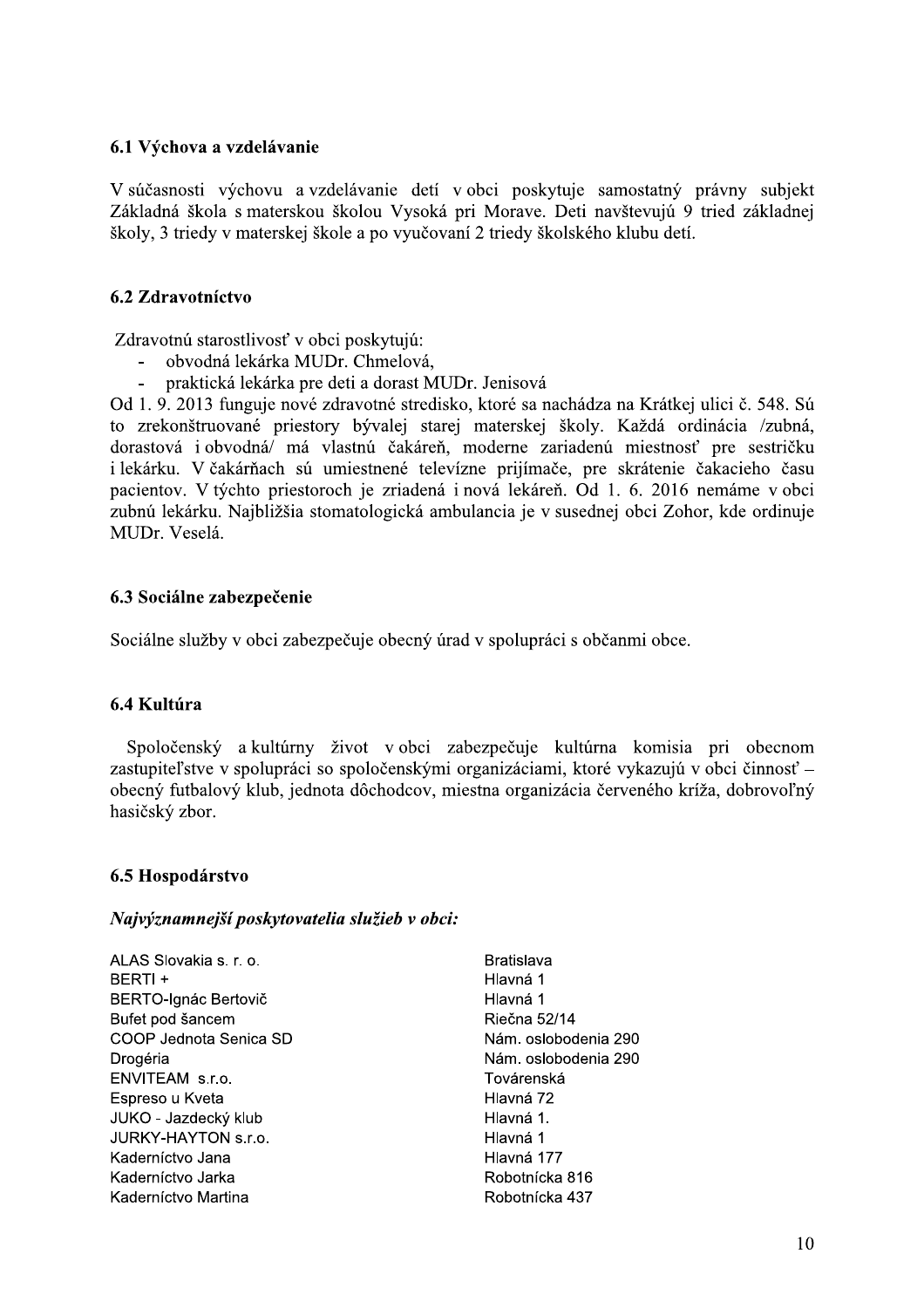### 6.1 Výchova a vzdelávanie

V súčasnosti výchovu a vzdelávanie detí v obci poskytuje samostatný právny subjekt Základná škola s materskou školou Vysoká pri Morave. Deti navštevujú 9 tried základnej školy, 3 triedy v materskej škole a po vyučovaní 2 triedy školského klubu detí.

### 6.2 Zdravotníctvo

Zdravotnú starostlivosť v obci poskytujú:

- obvodná lekárka MUDr. Chmelová,
- praktická lekárka pre deti a dorast MUDr. Jenisová

Od 1. 9. 2013 funguje nové zdravotné stredisko, ktoré sa nachádza na Krátkej ulici č. 548. Sú to zrekonštruované priestory bývalej starej materskej školy. Každá ordinácia /zubná, dorastová i obvodná/ má vlastnú čakáreň, moderne zariadenú miestnosť pre sestričku i lekárku. V čakárňach sú umiestnené televízne prijímače, pre skrátenie čakacieho času pacientov. V týchto priestoroch je zriadená i nová lekáreň. Od 1. 6. 2016 nemáme v obci zubnú lekárku. Najbližšia stomatologická ambulancia je v susednej obci Zohor, kde ordinuje MUDr. Veselá.

### 6.3 Sociálne zabezpečenie

Sociálne služby v obci zabezpečuje obecný úrad v spolupráci s občanmi obce.

### 6.4 Kultúra

Spoločenský a kultúrny život v obci zabezpečuje kultúrna komisia pri obecnom zastupiteľstve v spolupráci so spoločenskými organizáciami, ktoré vykazujú v obci činnosť – obecný futbalový klub, jednota dôchodcov, miestna organizácia červeného kríža, dobrovoľný hasičský zbor.

### 6.5 Hospodárstvo

***Najvýznamnejší poskytovatelia služieb v obci:***

| | |
|---|---|
| ALAS Slovakia s. r. o. | Bratislava |
| BERTI + | Hlavná 1 |
| BERTO-Ignác Bertovič | Hlavná 1 |
| Bufet pod šancem | Riečna 52/14 |
| COOP Jednota Senica SD | Nám. oslobodenia 290 |
| Drogéria | Nám. oslobodenia 290 |
| ENVITEAM s.r.o. | Továrenská |
| Espreso u Kveta | Hlavná 72 |
| JUKO - Jazdecký klub | Hlavná 1. |
| JURKY-HAYTON s.r.o. | Hlavná 1 |
| Kaderníctvo Jana | Hlavná 177 |
| Kaderníctvo Jarka | Robotnícka 816 |
| Kaderníctvo Martina | Robotnícka 437 |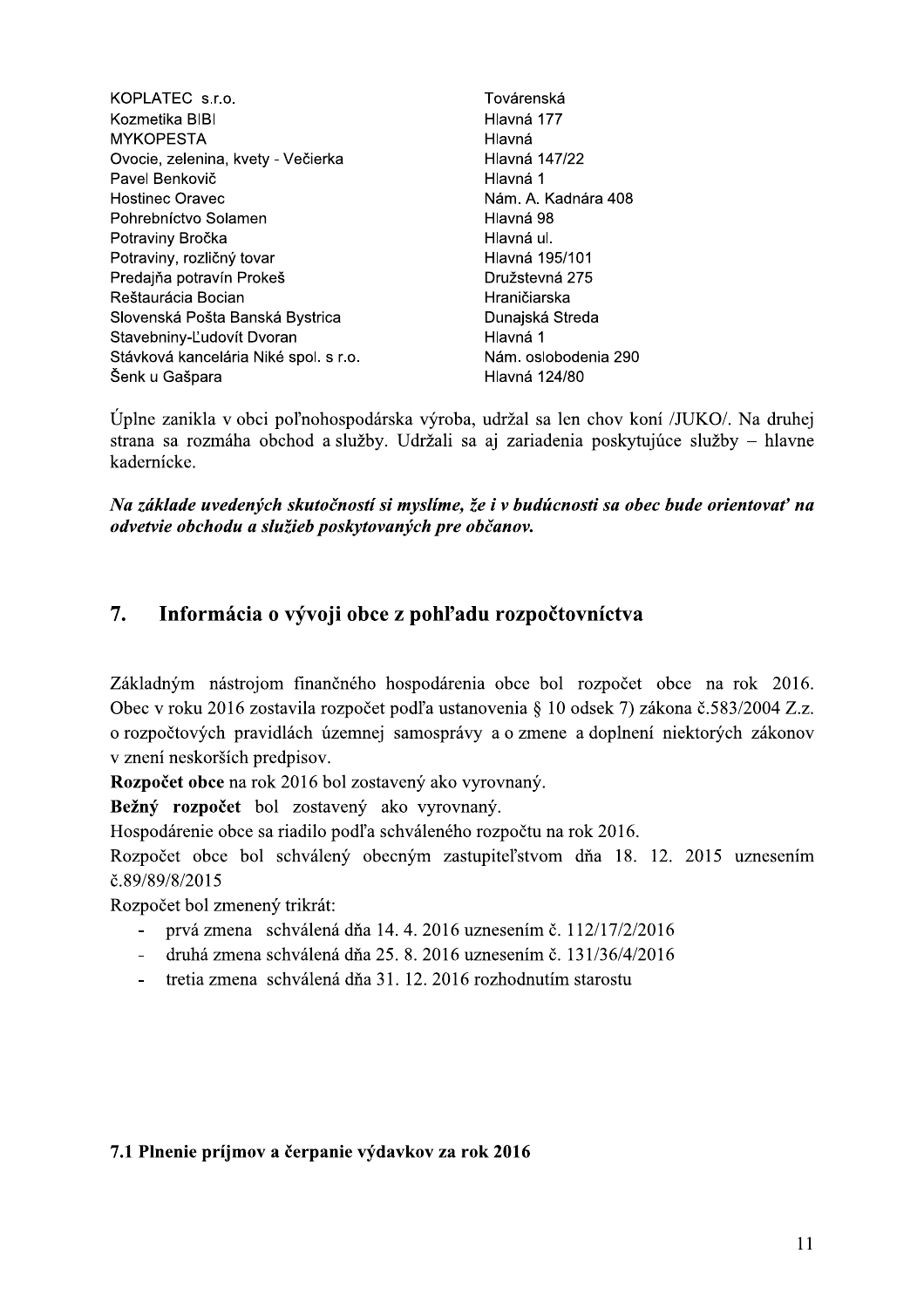| | |
|---|---|
| KOPLATEC s.r.o. | Továrenská |
| Kozmetika BIBI | Hlavná 177 |
| MYKOPESTA | Hlavná |
| Ovocie, zelenina, kvety - Večierka | Hlavná 147/22 |
| Pavel Benkovič | Hlavná 1 |
| Hostinec Oravec | Nám. A. Kadnára 408 |
| Pohrebníctvo Solamen | Hlavná 98 |
| Potraviny Bročka | Hlavná ul. |
| Potraviny, rozličný tovar | Hlavná 195/101 |
| Predajňa potravín Prokeš | Družstevná 275 |
| Reštaurácia Bocian | Hraničiarska |
| Slovenská Pošta Banská Bystrica | Dunajská Streda |
| Stavebniny-Ľudovít Dvoran | Hlavná 1 |
| Stávková kancelária Niké spol. s r.o. | Nám. oslobodenia 290 |
| Šenk u Gašpara | Hlavná 124/80 |

Úplne zanikla v obci poľnohospodárska výroba, udržal sa len chov koní /JUKO/. Na druhej strana sa rozmáha obchod a služby. Udržali sa aj zariadenia poskytujúce služby – hlavne kadernícke.

***Na základe uvedených skutočností si myslíme, že i v budúcnosti sa obec bude orientovať na odvetvie obchodu a služieb poskytovaných pre občanov.***

## 7. Informácia o vývoji obce z pohľadu rozpočtovníctva

Základným nástrojom finančného hospodárenia obce bol rozpočet obce na rok 2016. Obec v roku 2016 zostavila rozpočet podľa ustanovenia § 10 odsek 7) zákona č.583/2004 Z.z. o rozpočtových pravidlách územnej samosprávy a o zmene a doplnení niektorých zákonov v znení neskorších predpisov.

**Rozpočet obce** na rok 2016 bol zostavený ako vyrovnaný.

**Bežný rozpočet** bol zostavený ako vyrovnaný.

Hospodárenie obce sa riadilo podľa schváleného rozpočtu na rok 2016.

Rozpočet obce bol schválený obecným zastupiteľstvom dňa 18. 12. 2015 uznesením č.89/89/8/2015

Rozpočet bol zmenený trikrát:

- prvá zmena schválená dňa 14. 4. 2016 uznesením č. 112/17/2/2016
- druhá zmena schválená dňa 25. 8. 2016 uznesením č. 131/36/4/2016
- tretia zmena schválená dňa 31. 12. 2016 rozhodnutím starostu

### 7.1 Plnenie príjmov a čerpanie výdavkov za rok 2016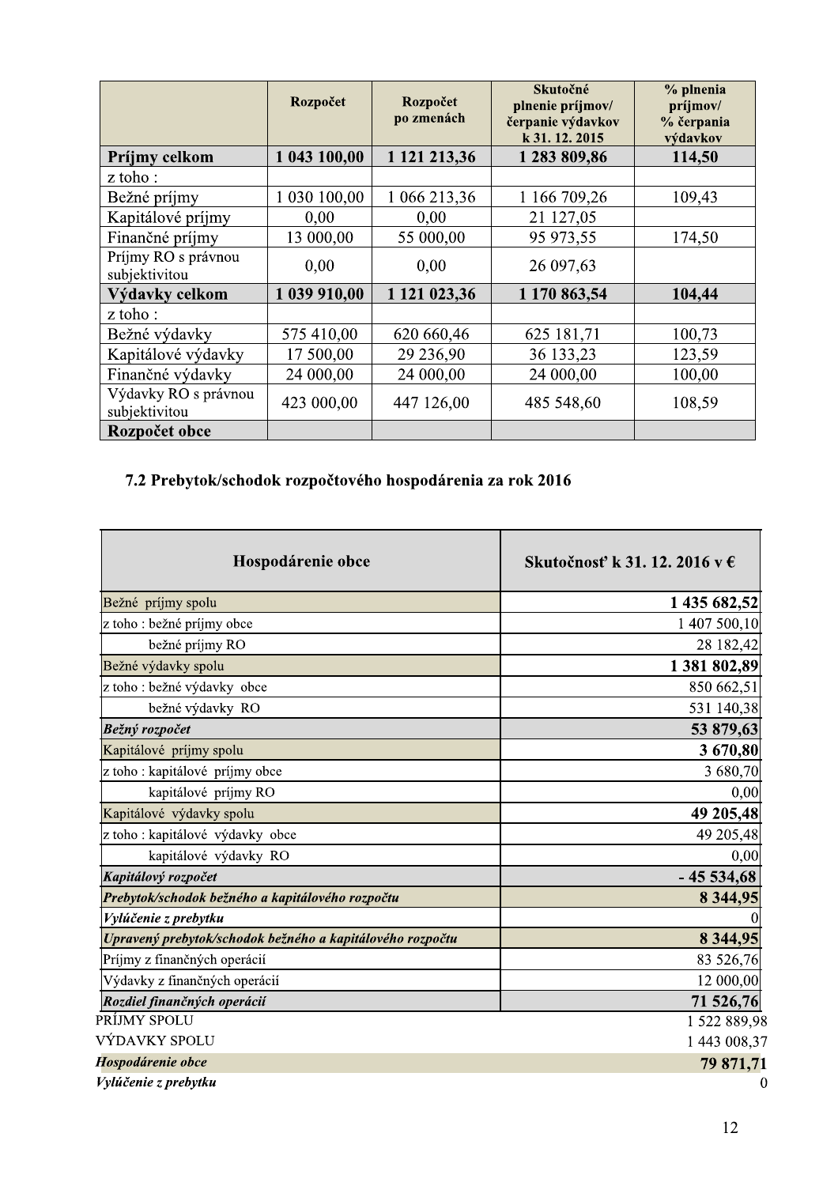| | Rozpočet | Rozpočet po zmenách | Skutočné plnenie príjmov/ čerpanie výdavkov k 31. 12. 2015 | % plnenia príjmov/ % čerpania výdavkov |
|---|---|---|---|---|
| **Príjmy celkom** | **1 043 100,00** | **1 121 213,36** | **1 283 809,86** | **114,50** |
| z toho : | | | | |
| Bežné príjmy | 1 030 100,00 | 1 066 213,36 | 1 166 709,26 | 109,43 |
| Kapitálové príjmy | 0,00 | 0,00 | 21 127,05 | |
| Finančné príjmy | 13 000,00 | 55 000,00 | 95 973,55 | 174,50 |
| Príjmy RO s právnou subjektivitou | 0,00 | 0,00 | 26 097,63 | |
| **Výdavky celkom** | **1 039 910,00** | **1 121 023,36** | **1 170 863,54** | **104,44** |
| z toho : | | | | |
| Bežné výdavky | 575 410,00 | 620 660,46 | 625 181,71 | 100,73 |
| Kapitálové výdavky | 17 500,00 | 29 236,90 | 36 133,23 | 123,59 |
| Finančné výdavky | 24 000,00 | 24 000,00 | 24 000,00 | 100,00 |
| Výdavky RO s právnou subjektivitou | 423 000,00 | 447 126,00 | 485 548,60 | 108,59 |
| **Rozpočet obce** | | | | |

### 7.2 Prebytok/schodok rozpočtového hospodárenia za rok 2016

| Hospodárenie obce | Skutočnosť k 31. 12. 2016 v € |
|---|---|
| Bežné príjmy spolu | **1 435 682,52** |
| z toho : bežné príjmy obce | 1 407 500,10 |
| bežné príjmy RO | 28 182,42 |
| Bežné výdavky spolu | **1 381 802,89** |
| z toho : bežné výdavky obce | 850 662,51 |
| bežné výdavky RO | 531 140,38 |
| ***Bežný rozpočet*** | **53 879,63** |
| Kapitálové príjmy spolu | **3 670,80** |
| z toho : kapitálové príjmy obce | 3 680,70 |
| kapitálové príjmy RO | 0,00 |
| Kapitálové výdavky spolu | **49 205,48** |
| z toho : kapitálové výdavky obce | 49 205,48 |
| kapitálové výdavky RO | 0,00 |
| ***Kapitálový rozpočet*** | **- 45 534,68** |
| ***Prebytok/schodok bežného a kapitálového rozpočtu*** | **8 344,95** |
| ***Vylúčenie z prebytku*** | 0 |
| ***Upravený prebytok/schodok bežného a kapitálového rozpočtu*** | **8 344,95** |
| Príjmy z finančných operácií | 83 526,76 |
| Výdavky z finančných operácií | 12 000,00 |
| ***Rozdiel finančných operácií*** | **71 526,76** |
| PRÍJMY SPOLU | 1 522 889,98 |
| VÝDAVKY SPOLU | 1 443 008,37 |
| ***Hospodárenie obce*** | **79 871,71** |
| ***Vylúčenie z prebytku*** | 0 |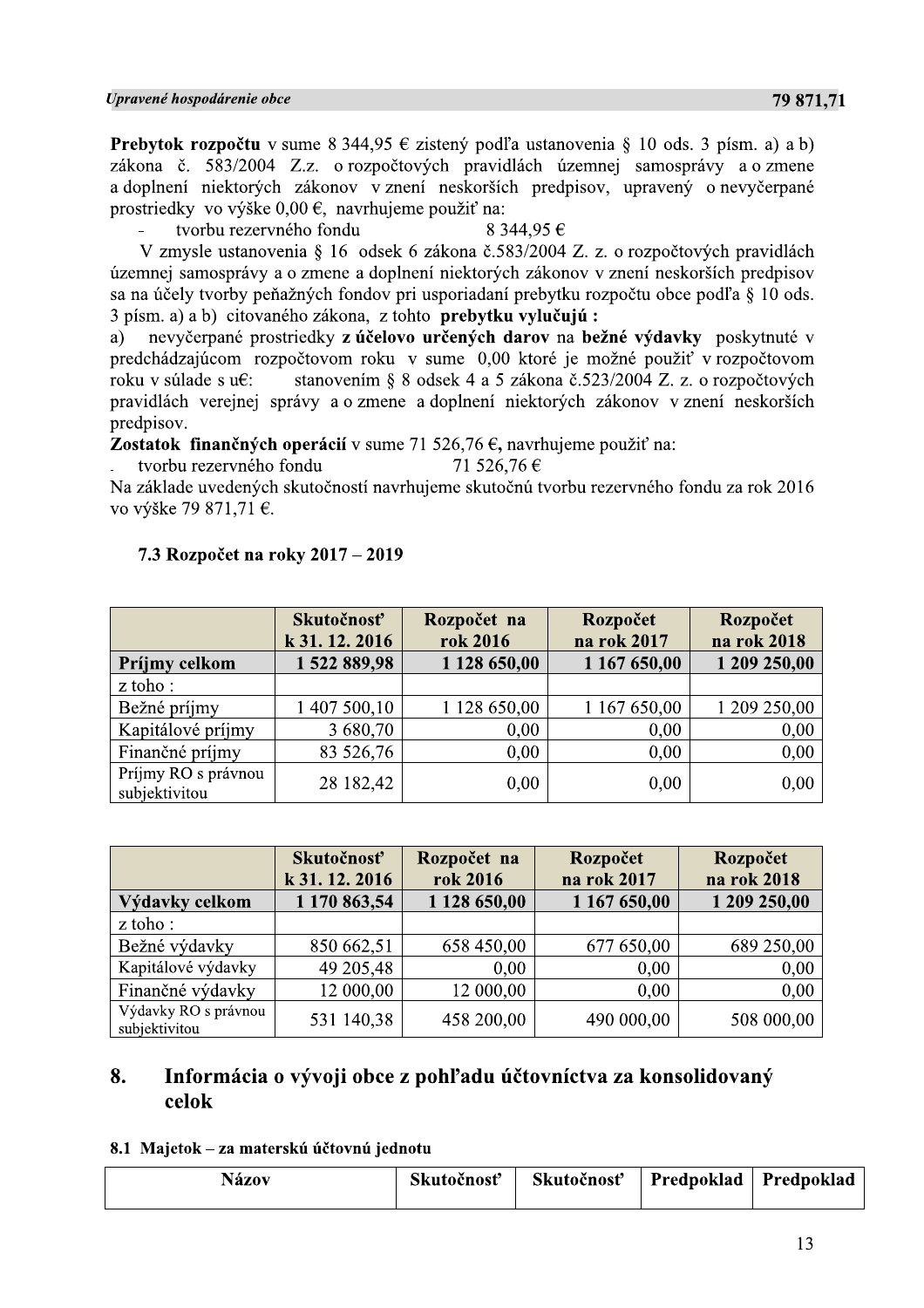| *Upravené hospodárenie obce* | **79 871,71** |
|---|---|

**Prebytok rozpočtu** v sume 8 344,95 € zistený podľa ustanovenia § 10 ods. 3 písm. a) a b) zákona č. 583/2004 Z.z. o rozpočtových pravidlách územnej samosprávy a o zmene a doplnení niektorých zákonov v znení neskorších predpisov, upravený o nevyčerpané prostriedky vo výške 0,00 €, navrhujeme použiť na:

- tvorbu rezervného fondu 8 344,95 €

V zmysle ustanovenia § 16 odsek 6 zákona č.583/2004 Z. z. o rozpočtových pravidlách územnej samosprávy a o zmene a doplnení niektorých zákonov v znení neskorších predpisov sa na účely tvorby peňažných fondov pri usporiadaní prebytku rozpočtu obce podľa § 10 ods. 3 písm. a) a b) citovaného zákona, z tohto **prebytku vylučujú :**

a) nevyčerpané prostriedky **z účelovo určených darov** na **bežné výdavky** poskytnuté v predchádzajúcom rozpočtovom roku v sume 0,00 ktoré je možné použiť v rozpočtovom roku v súlade s u€: stanovením § 8 odsek 4 a 5 zákona č.523/2004 Z. z. o rozpočtových pravidlách verejnej správy a o zmene a doplnení niektorých zákonov v znení neskorších predpisov.

**Zostatok finančných operácií** v sume 71 526,76 €, navrhujeme použiť na:

- tvorbu rezervného fondu 71 526,76 €

Na základe uvedených skutočností navrhujeme skutočnú tvorbu rezervného fondu za rok 2016 vo výške 79 871,71 €.

### 7.3 Rozpočet na roky 2017 – 2019

| | Skutočnosť k 31. 12. 2016 | Rozpočet na rok 2016 | Rozpočet na rok 2017 | Rozpočet na rok 2018 |
|---|---|---|---|---|
| **Príjmy celkom** | **1 522 889,98** | **1 128 650,00** | **1 167 650,00** | **1 209 250,00** |
| z toho : | | | | |
| Bežné príjmy | 1 407 500,10 | 1 128 650,00 | 1 167 650,00 | 1 209 250,00 |
| Kapitálové príjmy | 3 680,70 | 0,00 | 0,00 | 0,00 |
| Finančné príjmy | 83 526,76 | 0,00 | 0,00 | 0,00 |
| Príjmy RO s právnou subjektivitou | 28 182,42 | 0,00 | 0,00 | 0,00 |

| | Skutočnosť k 31. 12. 2016 | Rozpočet na rok 2016 | Rozpočet na rok 2017 | Rozpočet na rok 2018 |
|---|---|---|---|---|
| **Výdavky celkom** | **1 170 863,54** | **1 128 650,00** | **1 167 650,00** | **1 209 250,00** |
| z toho : | | | | |
| Bežné výdavky | 850 662,51 | 658 450,00 | 677 650,00 | 689 250,00 |
| Kapitálové výdavky | 49 205,48 | 0,00 | 0,00 | 0,00 |
| Finančné výdavky | 12 000,00 | 12 000,00 | 0,00 | 0,00 |
| Výdavky RO s právnou subjektivitou | 531 140,38 | 458 200,00 | 490 000,00 | 508 000,00 |

## 8. Informácia o vývoji obce z pohľadu účtovníctva za konsolidovaný celok

### 8.1 Majetok – za materskú účtovnú jednotu

| Názov | Skutočnosť | Skutočnosť | Predpoklad | Predpoklad |
|---|---|---|---|---|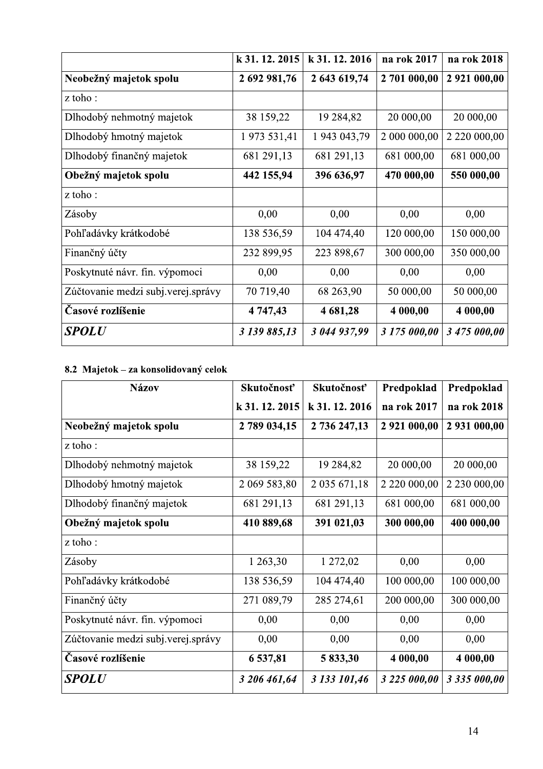| | k 31. 12. 2015 | k 31. 12. 2016 | na rok 2017 | na rok 2018 |
|---|---|---|---|---|
| **Neobežný majetok spolu** | **2 692 981,76** | **2 643 619,74** | **2 701 000,00** | **2 921 000,00** |
| z toho : | | | | |
| Dlhodobý nehmotný majetok | 38 159,22 | 19 284,82 | 20 000,00 | 20 000,00 |
| Dlhodobý hmotný majetok | 1 973 531,41 | 1 943 043,79 | 2 000 000,00 | 2 220 000,00 |
| Dlhodobý finančný majetok | 681 291,13 | 681 291,13 | 681 000,00 | 681 000,00 |
| **Obežný majetok spolu** | **442 155,94** | **396 636,97** | **470 000,00** | **550 000,00** |
| z toho : | | | | |
| Zásoby | 0,00 | 0,00 | 0,00 | 0,00 |
| Pohľadávky krátkodobé | 138 536,59 | 104 474,40 | 120 000,00 | 150 000,00 |
| Finančný účty | 232 899,95 | 223 898,67 | 300 000,00 | 350 000,00 |
| Poskytnuté návr. fin. výpomoci | 0,00 | 0,00 | 0,00 | 0,00 |
| Zúčtovanie medzi subj.verej.správy | 70 719,40 | 68 263,90 | 50 000,00 | 50 000,00 |
| **Časové rozlíšenie** | **4 747,43** | **4 681,28** | **4 000,00** | **4 000,00** |
| ***SPOLU*** | ***3 139 885,13*** | ***3 044 937,99*** | ***3 175 000,00*** | ***3 475 000,00*** |

**8.2 Majetok – za konsolidovaný celok**

| **Názov** | **Skutočnosť k 31. 12. 2015** | **Skutočnosť k 31. 12. 2016** | **Predpoklad na rok 2017** | **Predpoklad na rok 2018** |
|---|---|---|---|---|
| **Neobežný majetok spolu** | **2 789 034,15** | **2 736 247,13** | **2 921 000,00** | **2 931 000,00** |
| z toho : | | | | |
| Dlhodobý nehmotný majetok | 38 159,22 | 19 284,82 | 20 000,00 | 20 000,00 |
| Dlhodobý hmotný majetok | 2 069 583,80 | 2 035 671,18 | 2 220 000,00 | 2 230 000,00 |
| Dlhodobý finančný majetok | 681 291,13 | 681 291,13 | 681 000,00 | 681 000,00 |
| **Obežný majetok spolu** | **410 889,68** | **391 021,03** | **300 000,00** | **400 000,00** |
| z toho : | | | | |
| Zásoby | 1 263,30 | 1 272,02 | 0,00 | 0,00 |
| Pohľadávky krátkodobé | 138 536,59 | 104 474,40 | 100 000,00 | 100 000,00 |
| Finančný účty | 271 089,79 | 285 274,61 | 200 000,00 | 300 000,00 |
| Poskytnuté návr. fin. výpomoci | 0,00 | 0,00 | 0,00 | 0,00 |
| Zúčtovanie medzi subj.verej.správy | 0,00 | 0,00 | 0,00 | 0,00 |
| **Časové rozlíšenie** | **6 537,81** | **5 833,30** | **4 000,00** | **4 000,00** |
| ***SPOLU*** | ***3 206 461,64*** | ***3 133 101,46*** | ***3 225 000,00*** | ***3 335 000,00*** |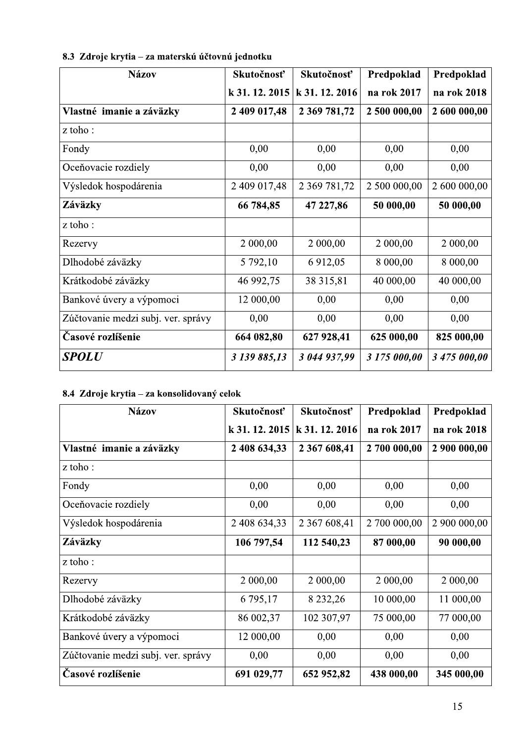### 8.3 Zdroje krytia – za materskú účtovnú jednotku

| Názov | Skutočnosť k 31. 12. 2015 | Skutočnosť k 31. 12. 2016 | Predpoklad na rok 2017 | Predpoklad na rok 2018 |
|---|---|---|---|---|
| **Vlastné imanie a závázky** | **2 409 017,48** | **2 369 781,72** | **2 500 000,00** | **2 600 000,00** |
| z toho : | | | | |
| Fondy | 0,00 | 0,00 | 0,00 | 0,00 |
| Oceňovacie rozdiely | 0,00 | 0,00 | 0,00 | 0,00 |
| Výsledok hospodárenia | 2 409 017,48 | 2 369 781,72 | 2 500 000,00 | 2 600 000,00 |
| **Záväzky** | **66 784,85** | **47 227,86** | **50 000,00** | **50 000,00** |
| z toho : | | | | |
| Rezervy | 2 000,00 | 2 000,00 | 2 000,00 | 2 000,00 |
| Dlhodobé záväzky | 5 792,10 | 6 912,05 | 8 000,00 | 8 000,00 |
| Krátkodobé záväzky | 46 992,75 | 38 315,81 | 40 000,00 | 40 000,00 |
| Bankové úvery a výpomoci | 12 000,00 | 0,00 | 0,00 | 0,00 |
| Zúčtovanie medzi subj. ver. správy | 0,00 | 0,00 | 0,00 | 0,00 |
| **Časové rozlíšenie** | **664 082,80** | **627 928,41** | **625 000,00** | **825 000,00** |
| ***SPOLU*** | ***3 139 885,13*** | ***3 044 937,99*** | ***3 175 000,00*** | ***3 475 000,00*** |

### 8.4 Zdroje krytia – za konsolidovaný celok

| Názov | Skutočnosť k 31. 12. 2015 | Skutočnosť k 31. 12. 2016 | Predpoklad na rok 2017 | Predpoklad na rok 2018 |
|---|---|---|---|---|
| **Vlastné imanie a závázky** | **2 408 634,33** | **2 367 608,41** | **2 700 000,00** | **2 900 000,00** |
| z toho : | | | | |
| Fondy | 0,00 | 0,00 | 0,00 | 0,00 |
| Oceňovacie rozdiely | 0,00 | 0,00 | 0,00 | 0,00 |
| Výsledok hospodárenia | 2 408 634,33 | 2 367 608,41 | 2 700 000,00 | 2 900 000,00 |
| **Záväzky** | **106 797,54** | **112 540,23** | **87 000,00** | **90 000,00** |
| z toho : | | | | |
| Rezervy | 2 000,00 | 2 000,00 | 2 000,00 | 2 000,00 |
| Dlhodobé záväzky | 6 795,17 | 8 232,26 | 10 000,00 | 11 000,00 |
| Krátkodobé záväzky | 86 002,37 | 102 307,97 | 75 000,00 | 77 000,00 |
| Bankové úvery a výpomoci | 12 000,00 | 0,00 | 0,00 | 0,00 |
| Zúčtovanie medzi subj. ver. správy | 0,00 | 0,00 | 0,00 | 0,00 |
| **Časové rozlíšenie** | **691 029,77** | **652 952,82** | **438 000,00** | **345 000,00** |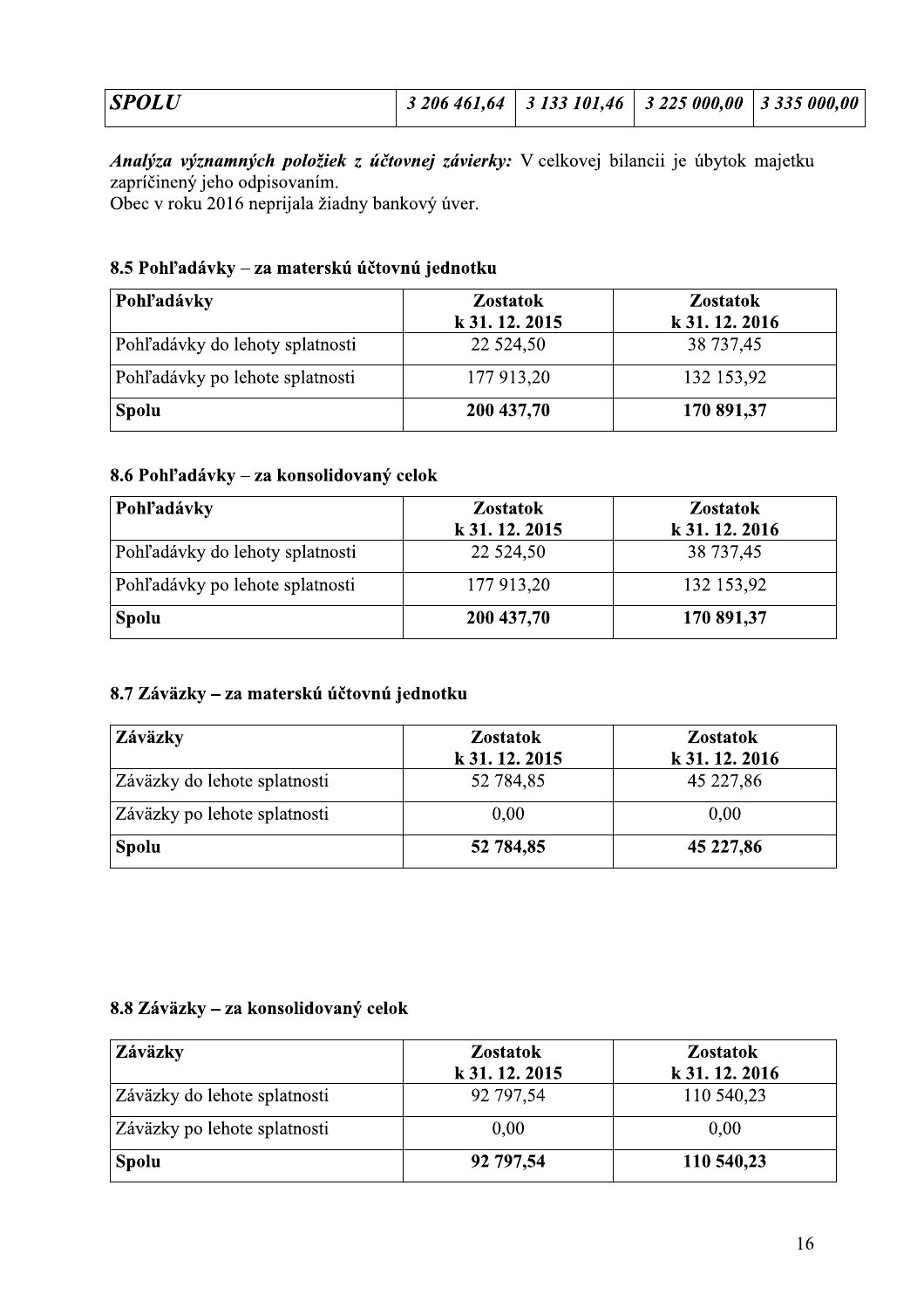| *SPOLU* | *3 206 461,64* | *3 133 101,46* | *3 225 000,00* | *3 335 000,00* |
|---|---|---|---|---|

***Analýza významných položiek z účtovnej závierky:*** V celkovej bilancii je úbytok majetku zapríčinený jeho odpisovaním.
Obec v roku 2016 neprijala žiadny bankový úver.

### 8.5 Pohľadávky – za materskú účtovnú jednotku

| Pohľadávky | Zostatok k 31. 12. 2015 | Zostatok k 31. 12. 2016 |
|---|---|---|
| Pohľadávky do lehoty splatnosti | 22 524,50 | 38 737,45 |
| Pohľadávky po lehote splatnosti | 177 913,20 | 132 153,92 |
| **Spolu** | **200 437,70** | **170 891,37** |

### 8.6 Pohľadávky – za konsolidovaný celok

| Pohľadávky | Zostatok k 31. 12. 2015 | Zostatok k 31. 12. 2016 |
|---|---|---|
| Pohľadávky do lehoty splatnosti | 22 524,50 | 38 737,45 |
| Pohľadávky po lehote splatnosti | 177 913,20 | 132 153,92 |
| **Spolu** | **200 437,70** | **170 891,37** |

### 8.7 Záväzky – za materskú účtovnú jednotku

| Záväzky | Zostatok k 31. 12. 2015 | Zostatok k 31. 12. 2016 |
|---|---|---|
| Záväzky do lehote splatnosti | 52 784,85 | 45 227,86 |
| Záväzky po lehote splatnosti | 0,00 | 0,00 |
| **Spolu** | **52 784,85** | **45 227,86** |

### 8.8 Záväzky – za konsolidovaný celok

| Záväzky | Zostatok k 31. 12. 2015 | Zostatok k 31. 12. 2016 |
|---|---|---|
| Záväzky do lehote splatnosti | 92 797,54 | 110 540,23 |
| Záväzky po lehote splatnosti | 0,00 | 0,00 |
| **Spolu** | **92 797,54** | **110 540,23** |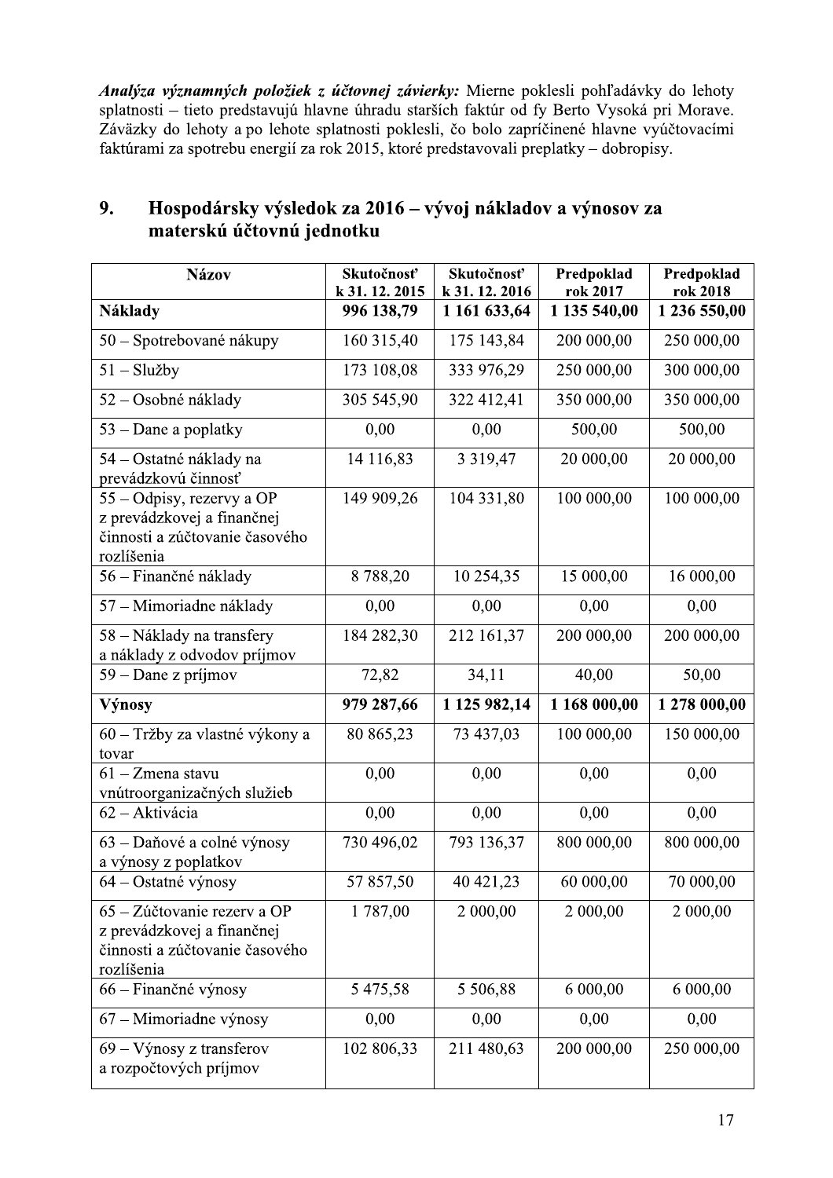***Analýza významných položiek z účtovnej závierky:*** Mierne poklesli pohľadávky do lehoty splatnosti – tieto predstavujú hlavne úhradu starších faktúr od fy Berto Vysoká pri Morave. Záväzky do lehoty a po lehote splatnosti poklesli, čo bolo zapríčinené hlavne vyúčtovacími faktúrami za spotrebu energií za rok 2015, ktoré predstavovali preplatky – dobropisy.

## 9. Hospodársky výsledok za 2016 – vývoj nákladov a výnosov za materskú účtovnú jednotku

| Názov | Skutočnosť k 31. 12. 2015 | Skutočnosť k 31. 12. 2016 | Predpoklad rok 2017 | Predpoklad rok 2018 |
|---|---|---|---|---|
| **Náklady** | **996 138,79** | **1 161 633,64** | **1 135 540,00** | **1 236 550,00** |
| 50 – Spotrebované nákupy | 160 315,40 | 175 143,84 | 200 000,00 | 250 000,00 |
| 51 – Služby | 173 108,08 | 333 976,29 | 250 000,00 | 300 000,00 |
| 52 – Osobné náklady | 305 545,90 | 322 412,41 | 350 000,00 | 350 000,00 |
| 53 – Dane a poplatky | 0,00 | 0,00 | 500,00 | 500,00 |
| 54 – Ostatné náklady na prevádzkovú činnosť | 14 116,83 | 3 319,47 | 20 000,00 | 20 000,00 |
| 55 – Odpisy, rezervy a OP z prevádzkovej a finančnej činnosti a zúčtovanie časového rozlíšenia | 149 909,26 | 104 331,80 | 100 000,00 | 100 000,00 |
| 56 – Finančné náklady | 8 788,20 | 10 254,35 | 15 000,00 | 16 000,00 |
| 57 – Mimoriadne náklady | 0,00 | 0,00 | 0,00 | 0,00 |
| 58 – Náklady na transfery a náklady z odvodov príjmov | 184 282,30 | 212 161,37 | 200 000,00 | 200 000,00 |
| 59 – Dane z príjmov | 72,82 | 34,11 | 40,00 | 50,00 |
| **Výnosy** | **979 287,66** | **1 125 982,14** | **1 168 000,00** | **1 278 000,00** |
| 60 – Tržby za vlastné výkony a tovar | 80 865,23 | 73 437,03 | 100 000,00 | 150 000,00 |
| 61 – Zmena stavu vnútroorganizačných služieb | 0,00 | 0,00 | 0,00 | 0,00 |
| 62 – Aktivácia | 0,00 | 0,00 | 0,00 | 0,00 |
| 63 – Daňové a colné výnosy a výnosy z poplatkov | 730 496,02 | 793 136,37 | 800 000,00 | 800 000,00 |
| 64 – Ostatné výnosy | 57 857,50 | 40 421,23 | 60 000,00 | 70 000,00 |
| 65 – Zúčtovanie rezerv a OP z prevádzkovej a finančnej činnosti a zúčtovanie časového rozlíšenia | 1 787,00 | 2 000,00 | 2 000,00 | 2 000,00 |
| 66 – Finančné výnosy | 5 475,58 | 5 506,88 | 6 000,00 | 6 000,00 |
| 67 – Mimoriadne výnosy | 0,00 | 0,00 | 0,00 | 0,00 |
| 69 – Výnosy z transferov a rozpočtových príjmov | 102 806,33 | 211 480,63 | 200 000,00 | 250 000,00 |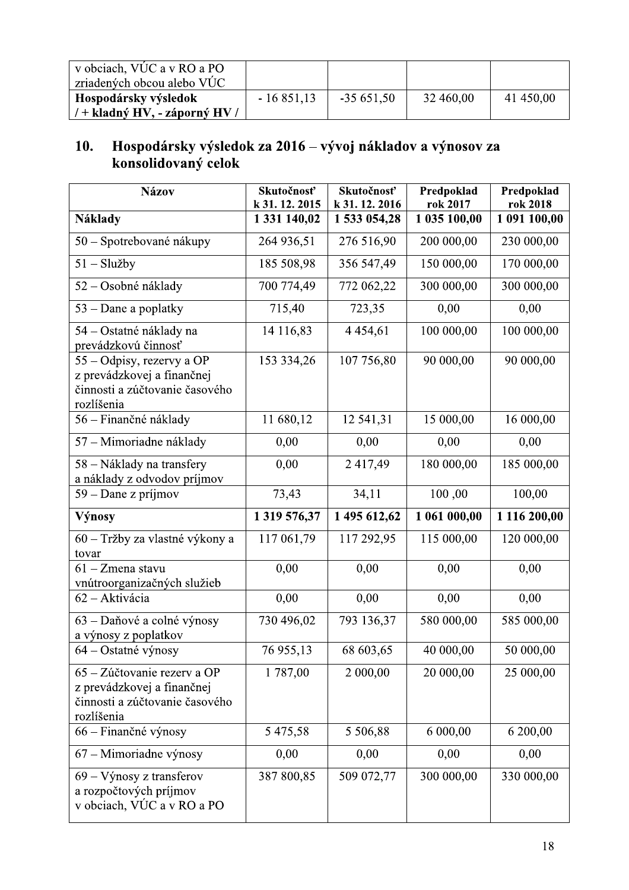| | | | | |
|---|---|---|---|---|
| v obciach, VÚC a v RO a PO zriadených obcou alebo VÚC | | | | |
| **Hospodársky výsledok / + kladný HV, - záporný HV /** | - 16 851,13 | -35 651,50 | 32 460,00 | 41 450,00 |

## 10. Hospodársky výsledok za 2016 – vývoj nákladov a výnosov za konsolidovaný celok

| Názov | Skutočnosť k 31. 12. 2015 | Skutočnosť k 31. 12. 2016 | Predpoklad rok 2017 | Predpoklad rok 2018 |
|---|---|---|---|---|
| **Náklady** | **1 331 140,02** | **1 533 054,28** | **1 035 100,00** | **1 091 100,00** |
| 50 – Spotrebované nákupy | 264 936,51 | 276 516,90 | 200 000,00 | 230 000,00 |
| 51 – Služby | 185 508,98 | 356 547,49 | 150 000,00 | 170 000,00 |
| 52 – Osobné náklady | 700 774,49 | 772 062,22 | 300 000,00 | 300 000,00 |
| 53 – Dane a poplatky | 715,40 | 723,35 | 0,00 | 0,00 |
| 54 – Ostatné náklady na prevádzkovú činnosť | 14 116,83 | 4 454,61 | 100 000,00 | 100 000,00 |
| 55 – Odpisy, rezervy a OP z prevádzkovej a finančnej činnosti a zúčtovanie časového rozlíšenia | 153 334,26 | 107 756,80 | 90 000,00 | 90 000,00 |
| 56 – Finančné náklady | 11 680,12 | 12 541,31 | 15 000,00 | 16 000,00 |
| 57 – Mimoriadne náklady | 0,00 | 0,00 | 0,00 | 0,00 |
| 58 – Náklady na transfery a náklady z odvodov príjmov | 0,00 | 2 417,49 | 180 000,00 | 185 000,00 |
| 59 – Dane z príjmov | 73,43 | 34,11 | 100 ,00 | 100,00 |
| **Výnosy** | **1 319 576,37** | **1 495 612,62** | **1 061 000,00** | **1 116 200,00** |
| 60 – Tržby za vlastné výkony a tovar | 117 061,79 | 117 292,95 | 115 000,00 | 120 000,00 |
| 61 – Zmena stavu vnútroorganizačných služieb | 0,00 | 0,00 | 0,00 | 0,00 |
| 62 – Aktivácia | 0,00 | 0,00 | 0,00 | 0,00 |
| 63 – Daňové a colné výnosy a výnosy z poplatkov | 730 496,02 | 793 136,37 | 580 000,00 | 585 000,00 |
| 64 – Ostatné výnosy | 76 955,13 | 68 603,65 | 40 000,00 | 50 000,00 |
| 65 – Zúčtovanie rezerv a OP z prevádzkovej a finančnej činnosti a zúčtovanie časového rozlíšenia | 1 787,00 | 2 000,00 | 20 000,00 | 25 000,00 |
| 66 – Finančné výnosy | 5 475,58 | 5 506,88 | 6 000,00 | 6 200,00 |
| 67 – Mimoriadne výnosy | 0,00 | 0,00 | 0,00 | 0,00 |
| 69 – Výnosy z transferov a rozpočtových príjmov v obciach, VÚC a v RO a PO | 387 800,85 | 509 072,77 | 300 000,00 | 330 000,00 |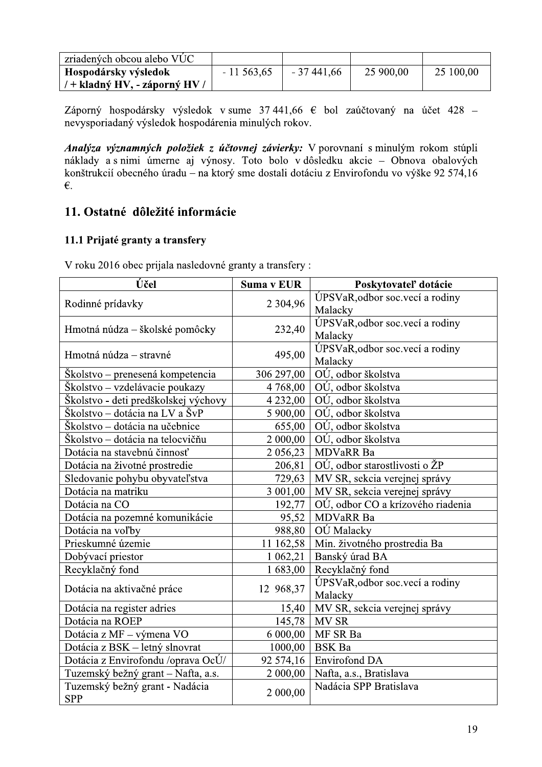| zriadených obcou alebo VÚC | | | | |
|---|---|---|---|---|
| **Hospodársky výsledok / + kladný HV, - záporný HV /** | - 11 563,65 | - 37 441,66 | 25 900,00 | 25 100,00 |

Záporný hospodársky výsledok v sume 37 441,66 € bol zaúčtovaný na účet 428 – nevysporiadaný výsledok hospodárenia minulých rokov.

***Analýza významných položiek z účtovnej závierky:*** V porovnaní s minulým rokom stúpli náklady a s nimi úmerne aj výnosy. Toto bolo v dôsledku akcie – Obnova obalových konštrukcií obecného úradu – na ktorý sme dostali dotáciu z Envirofondu vo výške 92 574,16 €.

## 11. Ostatné dôležité informácie

### 11.1 Prijaté granty a transfery

V roku 2016 obec prijala nasledovné granty a transfery :

| Účel | Suma v EUR | Poskytovateľ dotácie |
|---|---|---|
| Rodinné prídavky | 2 304,96 | ÚPSVaR,odbor soc.vecí a rodiny Malacky |
| Hmotná núdza – školské pomôcky | 232,40 | ÚPSVaR,odbor soc.vecí a rodiny Malacky |
| Hmotná núdza – stravné | 495,00 | ÚPSVaR,odbor soc.vecí a rodiny Malacky |
| Školstvo – prenesená kompetencia | 306 297,00 | OÚ, odbor školstva |
| Školstvo – vzdelávacie poukazy | 4 768,00 | OÚ, odbor školstva |
| Školstvo - deti predškolskej výchovy | 4 232,00 | OÚ, odbor školstva |
| Školstvo – dotácia na LV a ŠvP | 5 900,00 | OÚ, odbor školstva |
| Školstvo – dotácia na učebnice | 655,00 | OÚ, odbor školstva |
| Školstvo – dotácia na telocvičňu | 2 000,00 | OÚ, odbor školstva |
| Dotácia na stavebnú činnosť | 2 056,23 | MDVaRR Ba |
| Dotácia na životné prostredie | 206,81 | OÚ, odbor starostlivosti o ŽP |
| Sledovanie pohybu obyvateľstva | 729,63 | MV SR, sekcia verejnej správy |
| Dotácia na matriku | 3 001,00 | MV SR, sekcia verejnej správy |
| Dotácia na CO | 192,77 | OÚ, odbor CO a krízového riadenia |
| Dotácia na pozemné komunikácie | 95,52 | MDVaRR Ba |
| Dotácia na voľby | 988,80 | OÚ Malacky |
| Prieskumné územie | 11 162,58 | Min. životného prostredia Ba |
| Dobývací priestor | 1 062,21 | Banský úrad BA |
| Recyklačný fond | 1 683,00 | Recyklačný fond |
| Dotácia na aktivačné práce | 12 968,37 | ÚPSVaR,odbor soc.vecí a rodiny Malacky |
| Dotácia na register adries | 15,40 | MV SR, sekcia verejnej správy |
| Dotácia na ROEP | 145,78 | MV SR |
| Dotácia z MF – výmena VO | 6 000,00 | MF SR Ba |
| Dotácia z BSK – letný slnovrat | 1000,00 | BSK Ba |
| Dotácia z Envirofondu /oprava OcÚ/ | 92 574,16 | Envirofond DA |
| Tuzemský bežný grant – Nafta, a.s. | 2 000,00 | Nafta, a.s., Bratislava |
| Tuzemský bežný grant - Nadácia SPP | 2 000,00 | Nadácia SPP Bratislava |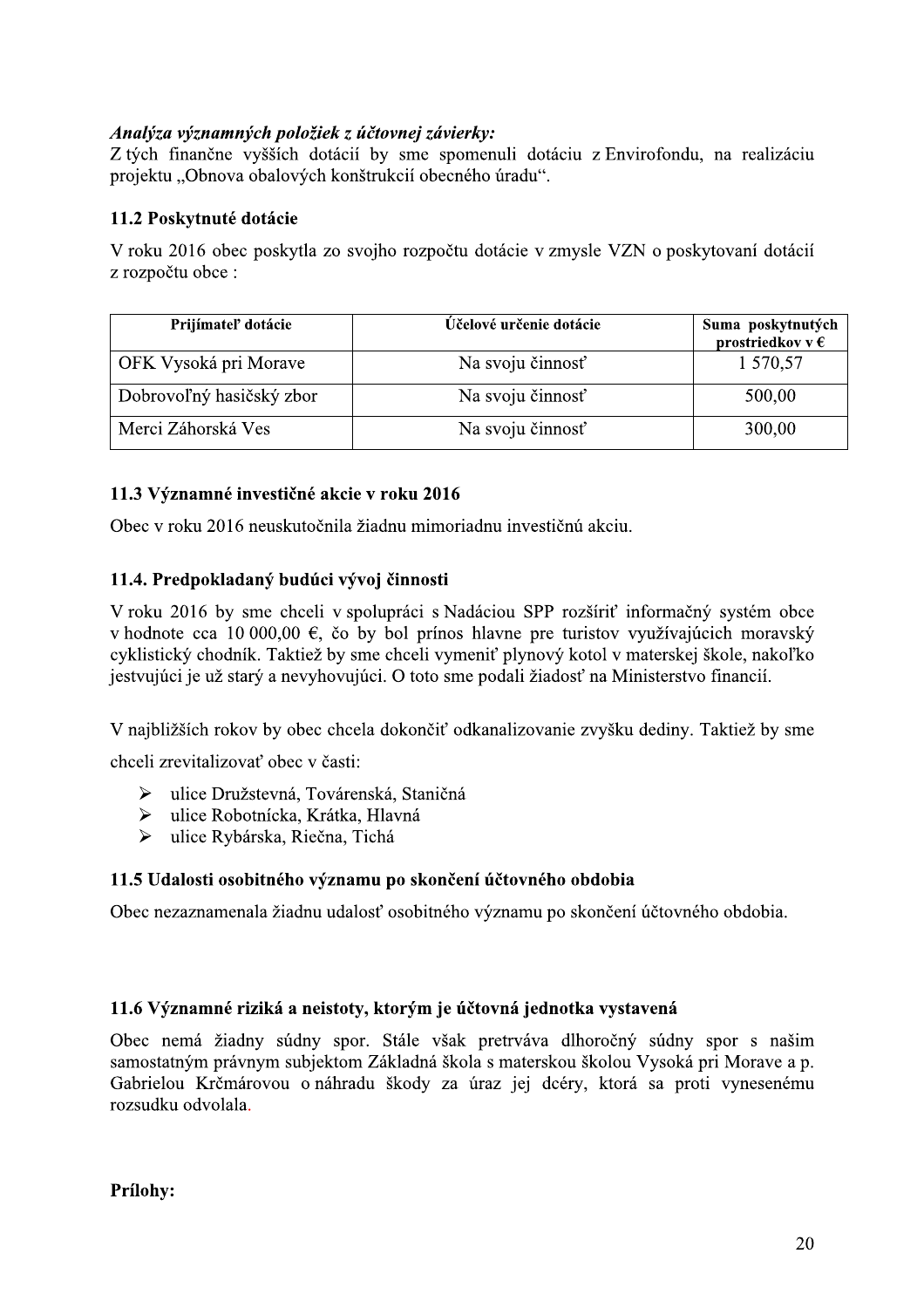***Analýza významných položiek z účtovnej závierky:***
Z tých finančne vyšších dotácií by sme spomenuli dotáciu z Envirofondu, na realizáciu projektu „Obnova obalových konštrukcií obecného úradu".

### 11.2 Poskytnuté dotácie

V roku 2016 obec poskytla zo svojho rozpočtu dotácie v zmysle VZN o poskytovaní dotácií z rozpočtu obce :

| Prijímateľ dotácie | Účelové určenie dotácie | Suma poskytnutých prostriedkov v € |
|---|---|---|
| OFK Vysoká pri Morave | Na svoju činnosť | 1 570,57 |
| Dobrovoľný hasičský zbor | Na svoju činnosť | 500,00 |
| Merci Záhorská Ves | Na svoju činnosť | 300,00 |

### 11.3 Významné investičné akcie v roku 2016

Obec v roku 2016 neuskutočnila žiadnu mimoriadnu investičnú akciu.

### 11.4. Predpokladaný budúci vývoj činnosti

V roku 2016 by sme chceli v spolupráci s Nadáciou SPP rozšíriť informačný systém obce v hodnote cca 10 000,00 €, čo by bol prínos hlavne pre turistov využívajúcich moravský cyklistický chodník. Taktiež by sme chceli vymeniť plynový kotol v materskej škole, nakoľko jestvujúci je už starý a nevyhovujúci. O toto sme podali žiadosť na Ministerstvo financií.

V najbližších rokov by obec chcela dokončiť odkanalizovanie zvyšku dediny. Taktiež by sme chceli zrevitalizovať obec v časti:

- ulice Družstevná, Továrenská, Staničná
- ulice Robotnícka, Krátka, Hlavná
- ulice Rybárska, Riečna, Tichá

### 11.5 Udalosti osobitného významu po skončení účtovného obdobia

Obec nezaznamenala žiadnu udalosť osobitného významu po skončení účtovného obdobia.

### 11.6 Významné riziká a neistoty, ktorým je účtovná jednotka vystavená

Obec nemá žiadny súdny spor. Stále však pretrváva dlhoročný súdny spor s našim samostatným právnym subjektom Základná škola s materskou školou Vysoká pri Morave a p. Gabrielou Krčmárovou o náhradu škody za úraz jej dcéry, ktorá sa proti vynesenému rozsudku odvolala.

**Prílohy:**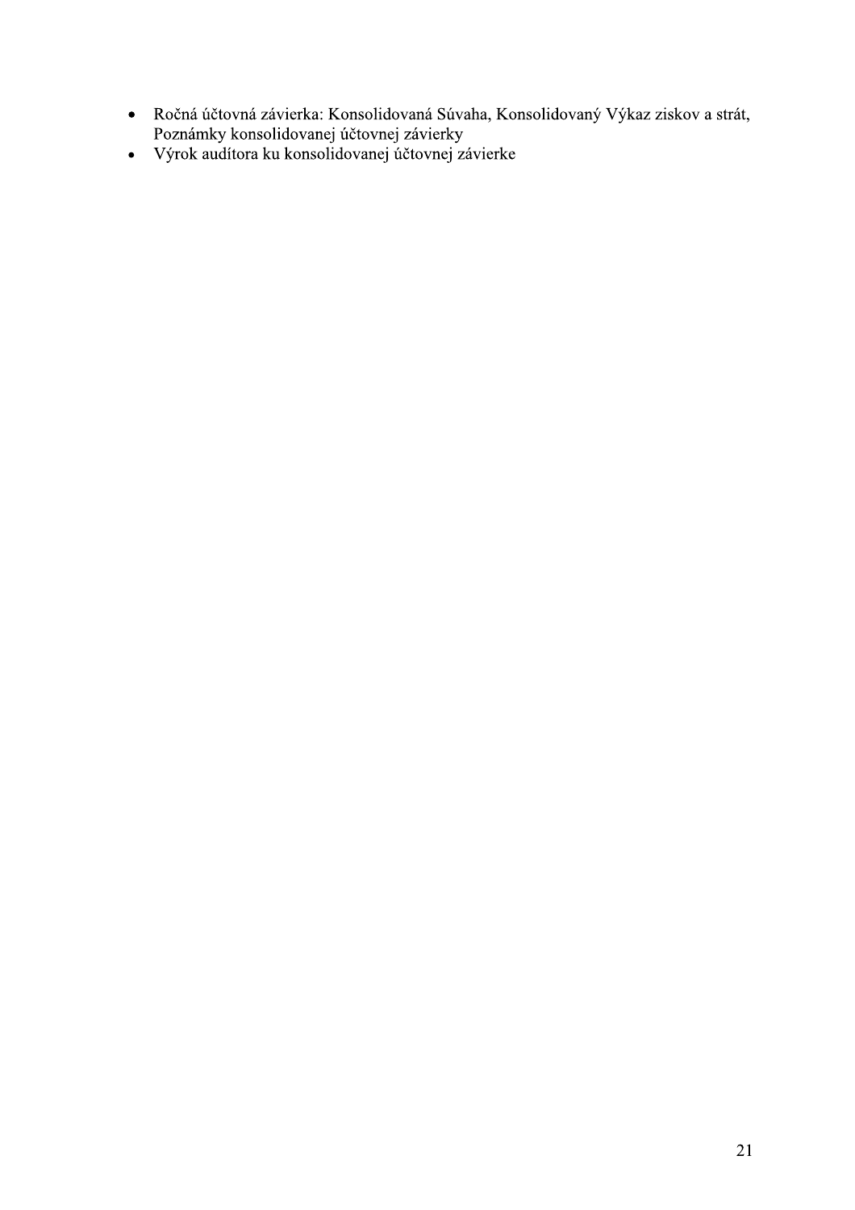- Ročná účtovná závierka: Konsolidovaná Súvaha, Konsolidovaný Výkaz ziskov a strát, Poznámky konsolidovanej účtovnej závierky
- Výrok audítora ku konsolidovanej účtovnej závierke